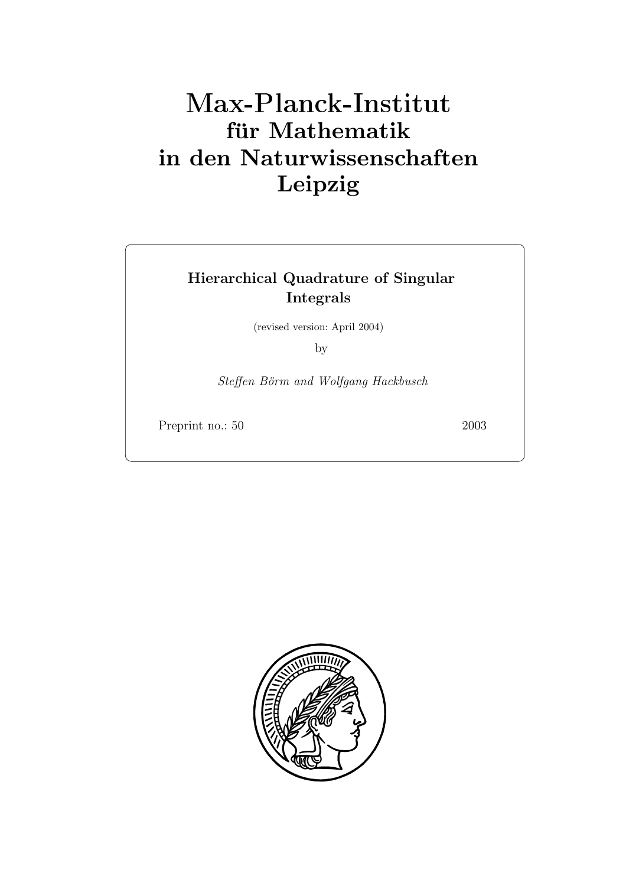# Max-Planck-Institut
## für Mathematik
## in den Naturwissenschaften
## Leipzig

**Hierarchical Quadrature of Singular Integrals**

(revised version: April 2004)

by

*Steffen Börm and Wolfgang Hackbusch*

Preprint no.: 50 2003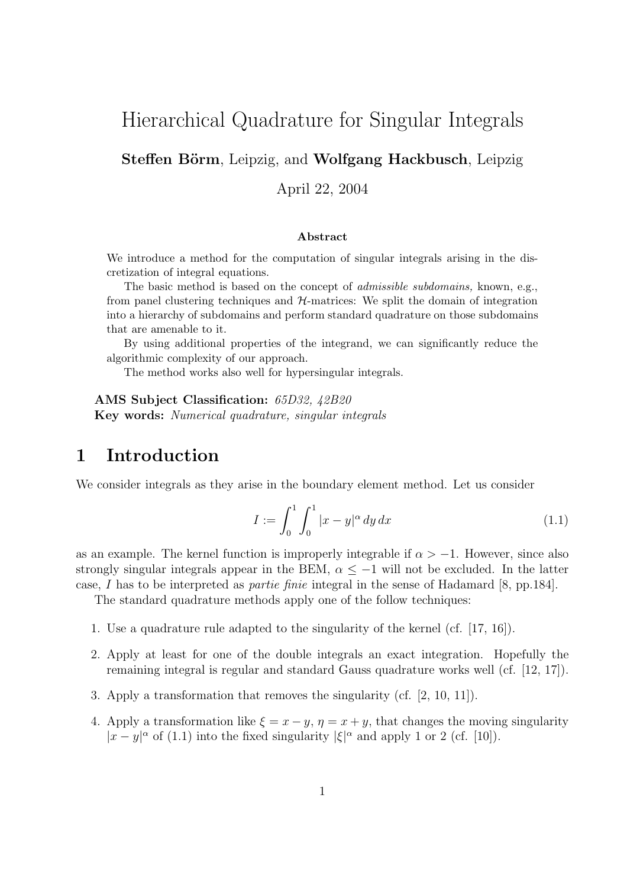# Hierarchical Quadrature for Singular Integrals

**Steffen Börm**, Leipzig, and **Wolfgang Hackbusch**, Leipzig

April 22, 2004

### Abstract

We introduce a method for the computation of singular integrals arising in the discretization of integral equations.

The basic method is based on the concept of *admissible subdomains,* known, e.g., from panel clustering techniques and $\mathcal{H}$-matrices: We split the domain of integration into a hierarchy of subdomains and perform standard quadrature on those subdomains that are amenable to it.

By using additional properties of the integrand, we can significantly reduce the algorithmic complexity of our approach.

The method works also well for hypersingular integrals.

**AMS Subject Classification:** *65D32, 42B20*
**Key words:** *Numerical quadrature, singular integrals*

## 1 Introduction

We consider integrals as they arise in the boundary element method. Let us consider

$$I := \int_0^1 \int_0^1 |x-y|^\alpha \, dy \, dx \tag{1.1}$$

as an example. The kernel function is improperly integrable if $\alpha > -1$. However, since also strongly singular integrals appear in the BEM, $\alpha \leq -1$ will not be excluded. In the latter case, $I$ has to be interpreted as *partie finie* integral in the sense of Hadamard [8, pp.184].

The standard quadrature methods apply one of the follow techniques:

1. Use a quadrature rule adapted to the singularity of the kernel (cf. [17, 16]).
2. Apply at least for one of the double integrals an exact integration. Hopefully the remaining integral is regular and standard Gauss quadrature works well (cf. [12, 17]).
3. Apply a transformation that removes the singularity (cf. [2, 10, 11]).
4. Apply a transformation like $\xi = x - y$, $\eta = x + y$, that changes the moving singularity $|x-y|^\alpha$ of (1.1) into the fixed singularity $|\xi|^\alpha$ and apply 1 or 2 (cf. [10]).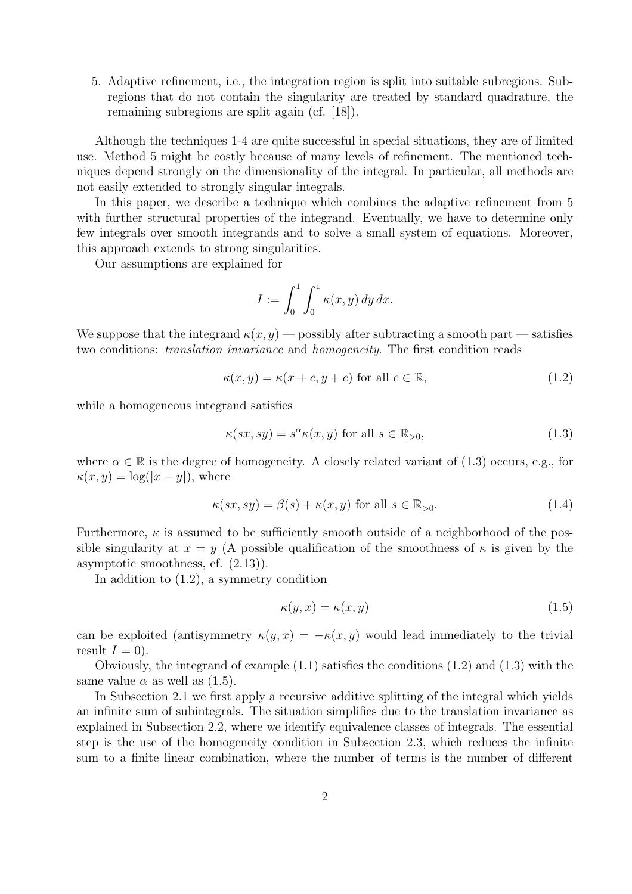5. Adaptive refinement, i.e., the integration region is split into suitable subregions. Subregions that do not contain the singularity are treated by standard quadrature, the remaining subregions are split again (cf. [18]).

Although the techniques 1-4 are quite successful in special situations, they are of limited use. Method 5 might be costly because of many levels of refinement. The mentioned techniques depend strongly on the dimensionality of the integral. In particular, all methods are not easily extended to strongly singular integrals.

In this paper, we describe a technique which combines the adaptive refinement from 5 with further structural properties of the integrand. Eventually, we have to determine only few integrals over smooth integrands and to solve a small system of equations. Moreover, this approach extends to strong singularities.

Our assumptions are explained for

$$I := \int_0^1 \int_0^1 \kappa(x,y)\, dy\, dx.$$

We suppose that the integrand $\kappa(x,y)$ — possibly after subtracting a smooth part — satisfies two conditions: *translation invariance* and *homogeneity*. The first condition reads

$$\kappa(x,y) = \kappa(x+c, y+c) \text{ for all } c \in \mathbb{R}, \tag{1.2}$$

while a homogeneous integrand satisfies

$$\kappa(sx, sy) = s^{\alpha}\kappa(x,y) \text{ for all } s \in \mathbb{R}_{>0}, \tag{1.3}$$

where $\alpha \in \mathbb{R}$ is the degree of homogeneity. A closely related variant of (1.3) occurs, e.g., for $\kappa(x,y) = \log(|x-y|)$, where

$$\kappa(sx, sy) = \beta(s) + \kappa(x,y) \text{ for all } s \in \mathbb{R}_{>0}. \tag{1.4}$$

Furthermore, $\kappa$ is assumed to be sufficiently smooth outside of a neighborhood of the possible singularity at $x = y$ (A possible qualification of the smoothness of $\kappa$ is given by the asymptotic smoothness, cf. (2.13)).

In addition to (1.2), a symmetry condition

$$\kappa(y,x) = \kappa(x,y) \tag{1.5}$$

can be exploited (antisymmetry $\kappa(y,x) = -\kappa(x,y)$ would lead immediately to the trivial result $I = 0$).

Obviously, the integrand of example (1.1) satisfies the conditions (1.2) and (1.3) with the same value $\alpha$ as well as (1.5).

In Subsection 2.1 we first apply a recursive additive splitting of the integral which yields an infinite sum of subintegrals. The situation simplifies due to the translation invariance as explained in Subsection 2.2, where we identify equivalence classes of integrals. The essential step is the use of the homogeneity condition in Subsection 2.3, which reduces the infinite sum to a finite linear combination, where the number of terms is the number of different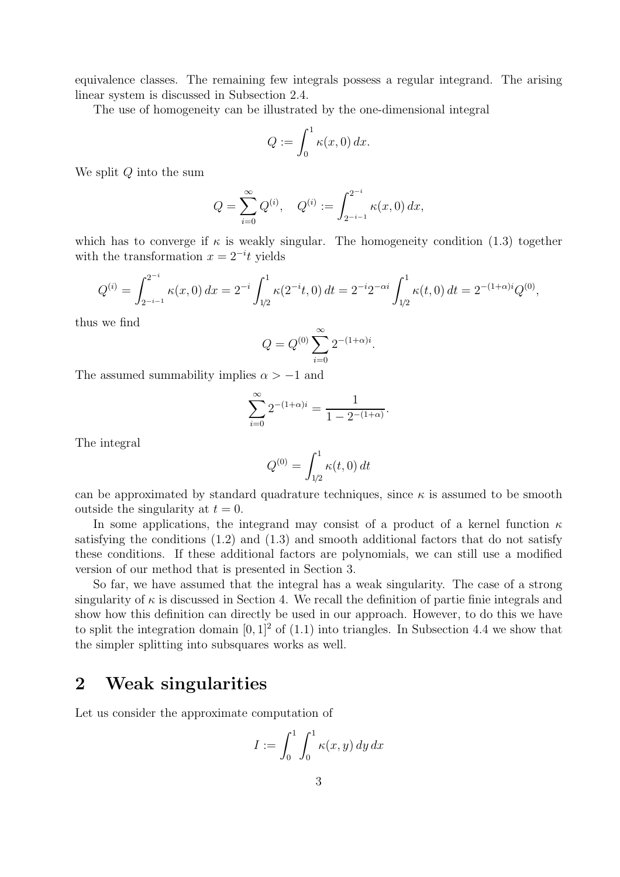equivalence classes. The remaining few integrals possess a regular integrand. The arising linear system is discussed in Subsection 2.4.

The use of homogeneity can be illustrated by the one-dimensional integral

$$Q := \int_0^1 \kappa(x, 0)\, dx.$$

We split $Q$ into the sum

$$Q = \sum_{i=0}^{\infty} Q^{(i)}, \quad Q^{(i)} := \int_{2^{-i-1}}^{2^{-i}} \kappa(x, 0)\, dx,$$

which has to converge if $\kappa$ is weakly singular. The homogeneity condition (1.3) together with the transformation $x = 2^{-i}t$ yields

$$Q^{(i)} = \int_{2^{-i-1}}^{2^{-i}} \kappa(x, 0)\, dx = 2^{-i} \int_{1/2}^{1} \kappa(2^{-i}t, 0)\, dt = 2^{-i} 2^{-\alpha i} \int_{1/2}^{1} \kappa(t, 0)\, dt = 2^{-(1+\alpha)i} Q^{(0)},$$

thus we find

$$Q = Q^{(0)} \sum_{i=0}^{\infty} 2^{-(1+\alpha)i}.$$

The assumed summability implies $\alpha > -1$ and

$$\sum_{i=0}^{\infty} 2^{-(1+\alpha)i} = \frac{1}{1 - 2^{-(1+\alpha)}}.$$

The integral

$$Q^{(0)} = \int_{1/2}^{1} \kappa(t, 0)\, dt$$

can be approximated by standard quadrature techniques, since $\kappa$ is assumed to be smooth outside the singularity at $t = 0$.

In some applications, the integrand may consist of a product of a kernel function $\kappa$ satisfying the conditions (1.2) and (1.3) and smooth additional factors that do not satisfy these conditions. If these additional factors are polynomials, we can still use a modified version of our method that is presented in Section 3.

So far, we have assumed that the integral has a weak singularity. The case of a strong singularity of $\kappa$ is discussed in Section 4. We recall the definition of partie finie integrals and show how this definition can directly be used in our approach. However, to do this we have to split the integration domain $[0, 1]^2$ of (1.1) into triangles. In Subsection 4.4 we show that the simpler splitting into subsquares works as well.

## 2 Weak singularities

Let us consider the approximate computation of

$$I := \int_0^1 \int_0^1 \kappa(x, y)\, dy\, dx$$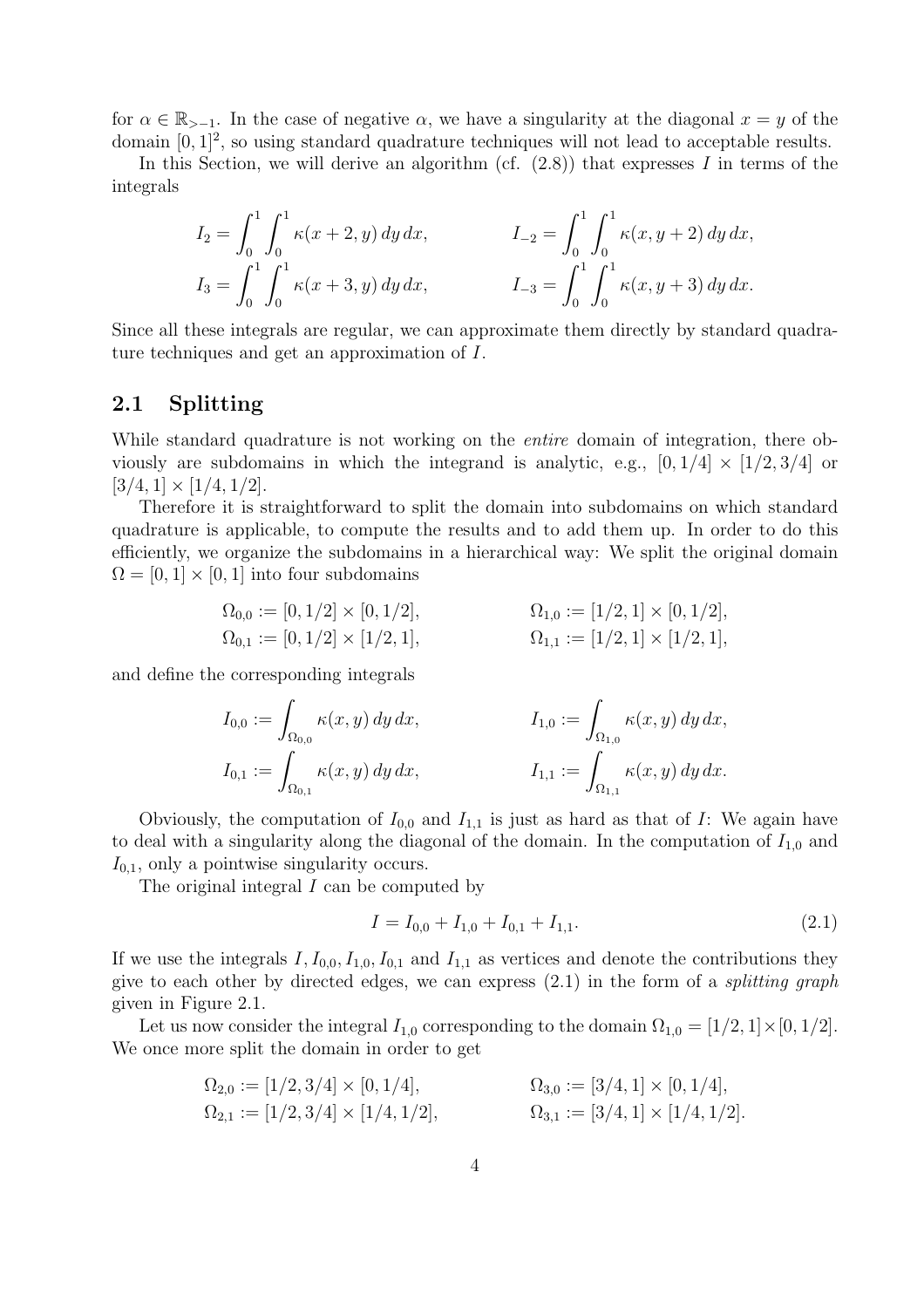for $\alpha \in \mathbb{R}_{>-1}$. In the case of negative $\alpha$, we have a singularity at the diagonal $x = y$ of the domain $[0,1]^2$, so using standard quadrature techniques will not lead to acceptable results.

In this Section, we will derive an algorithm (cf. (2.8)) that expresses $I$ in terms of the integrals

$$I_2 = \int_0^1 \int_0^1 \kappa(x+2, y)\, dy\, dx, \qquad I_{-2} = \int_0^1 \int_0^1 \kappa(x, y+2)\, dy\, dx,$$

$$I_3 = \int_0^1 \int_0^1 \kappa(x+3, y)\, dy\, dx, \qquad I_{-3} = \int_0^1 \int_0^1 \kappa(x, y+3)\, dy\, dx.$$

Since all these integrals are regular, we can approximate them directly by standard quadrature techniques and get an approximation of $I$.

## 2.1 Splitting

While standard quadrature is not working on the *entire* domain of integration, there obviously are subdomains in which the integrand is analytic, e.g., $[0, 1/4] \times [1/2, 3/4]$ or $[3/4, 1] \times [1/4, 1/2]$.

Therefore it is straightforward to split the domain into subdomains on which standard quadrature is applicable, to compute the results and to add them up. In order to do this efficiently, we organize the subdomains in a hierarchical way: We split the original domain $\Omega = [0,1] \times [0,1]$ into four subdomains

$$\Omega_{0,0} := [0, 1/2] \times [0, 1/2], \qquad \Omega_{1,0} := [1/2, 1] \times [0, 1/2],$$

$$\Omega_{0,1} := [0, 1/2] \times [1/2, 1], \qquad \Omega_{1,1} := [1/2, 1] \times [1/2, 1],$$

and define the corresponding integrals

$$I_{0,0} := \int_{\Omega_{0,0}} \kappa(x, y)\, dy\, dx, \qquad I_{1,0} := \int_{\Omega_{1,0}} \kappa(x, y)\, dy\, dx,$$

$$I_{0,1} := \int_{\Omega_{0,1}} \kappa(x, y)\, dy\, dx, \qquad I_{1,1} := \int_{\Omega_{1,1}} \kappa(x, y)\, dy\, dx.$$

Obviously, the computation of $I_{0,0}$ and $I_{1,1}$ is just as hard as that of $I$: We again have to deal with a singularity along the diagonal of the domain. In the computation of $I_{1,0}$ and $I_{0,1}$, only a pointwise singularity occurs.

The original integral $I$ can be computed by

$$I = I_{0,0} + I_{1,0} + I_{0,1} + I_{1,1}. \tag{2.1}$$

If we use the integrals $I, I_{0,0}, I_{1,0}, I_{0,1}$ and $I_{1,1}$ as vertices and denote the contributions they give to each other by directed edges, we can express (2.1) in the form of a *splitting graph* given in Figure 2.1.

Let us now consider the integral $I_{1,0}$ corresponding to the domain $\Omega_{1,0} = [1/2, 1] \times [0, 1/2]$. We once more split the domain in order to get

$$\Omega_{2,0} := [1/2, 3/4] \times [0, 1/4], \qquad \Omega_{3,0} := [3/4, 1] \times [0, 1/4],$$

$$\Omega_{2,1} := [1/2, 3/4] \times [1/4, 1/2], \qquad \Omega_{3,1} := [3/4, 1] \times [1/4, 1/2].$$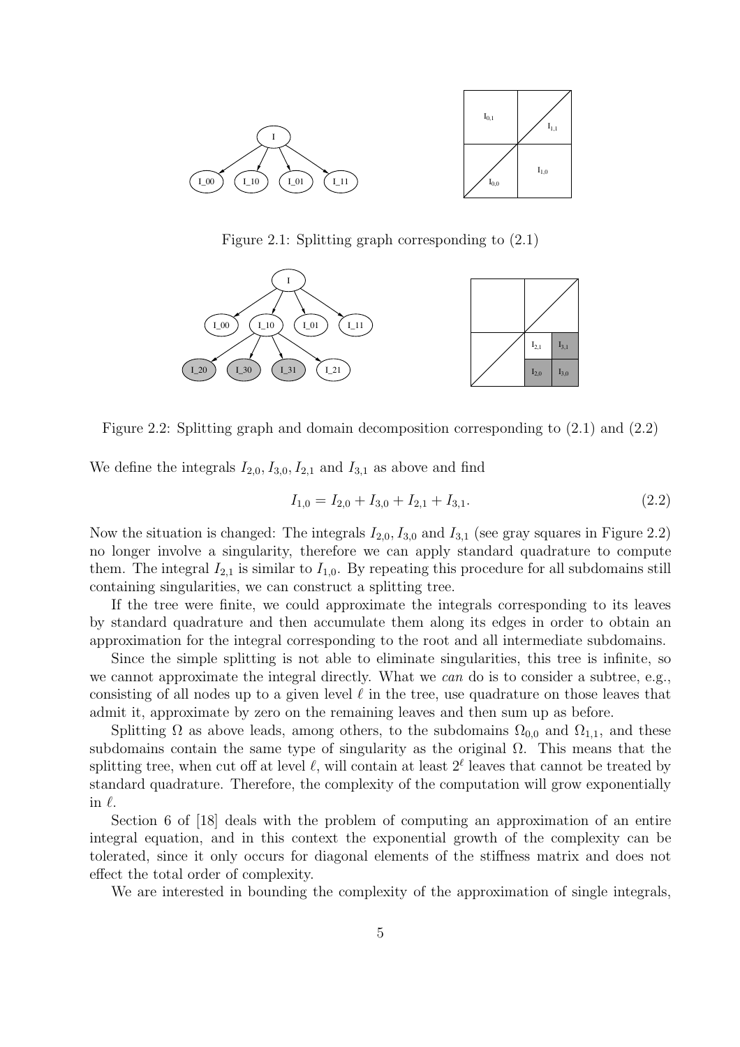Figure 2.1: Splitting graph corresponding to (2.1)

Figure 2.2: Splitting graph and domain decomposition corresponding to (2.1) and (2.2)

We define the integrals $I_{2,0}, I_{3,0}, I_{2,1}$ and $I_{3,1}$ as above and find

$$I_{1,0} = I_{2,0} + I_{3,0} + I_{2,1} + I_{3,1}. \tag{2.2}$$

Now the situation is changed: The integrals $I_{2,0}, I_{3,0}$ and $I_{3,1}$ (see gray squares in Figure 2.2) no longer involve a singularity, therefore we can apply standard quadrature to compute them. The integral $I_{2,1}$ is similar to $I_{1,0}$. By repeating this procedure for all subdomains still containing singularities, we can construct a splitting tree.

If the tree were finite, we could approximate the integrals corresponding to its leaves by standard quadrature and then accumulate them along its edges in order to obtain an approximation for the integral corresponding to the root and all intermediate subdomains.

Since the simple splitting is not able to eliminate singularities, this tree is infinite, so we cannot approximate the integral directly. What we *can* do is to consider a subtree, e.g., consisting of all nodes up to a given level $\ell$ in the tree, use quadrature on those leaves that admit it, approximate by zero on the remaining leaves and then sum up as before.

Splitting $\Omega$ as above leads, among others, to the subdomains $\Omega_{0,0}$ and $\Omega_{1,1}$, and these subdomains contain the same type of singularity as the original $\Omega$. This means that the splitting tree, when cut off at level $\ell$, will contain at least $2^\ell$ leaves that cannot be treated by standard quadrature. Therefore, the complexity of the computation will grow exponentially in $\ell$.

Section 6 of [18] deals with the problem of computing an approximation of an entire integral equation, and in this context the exponential growth of the complexity can be tolerated, since it only occurs for diagonal elements of the stiffness matrix and does not effect the total order of complexity.

We are interested in bounding the complexity of the approximation of single integrals,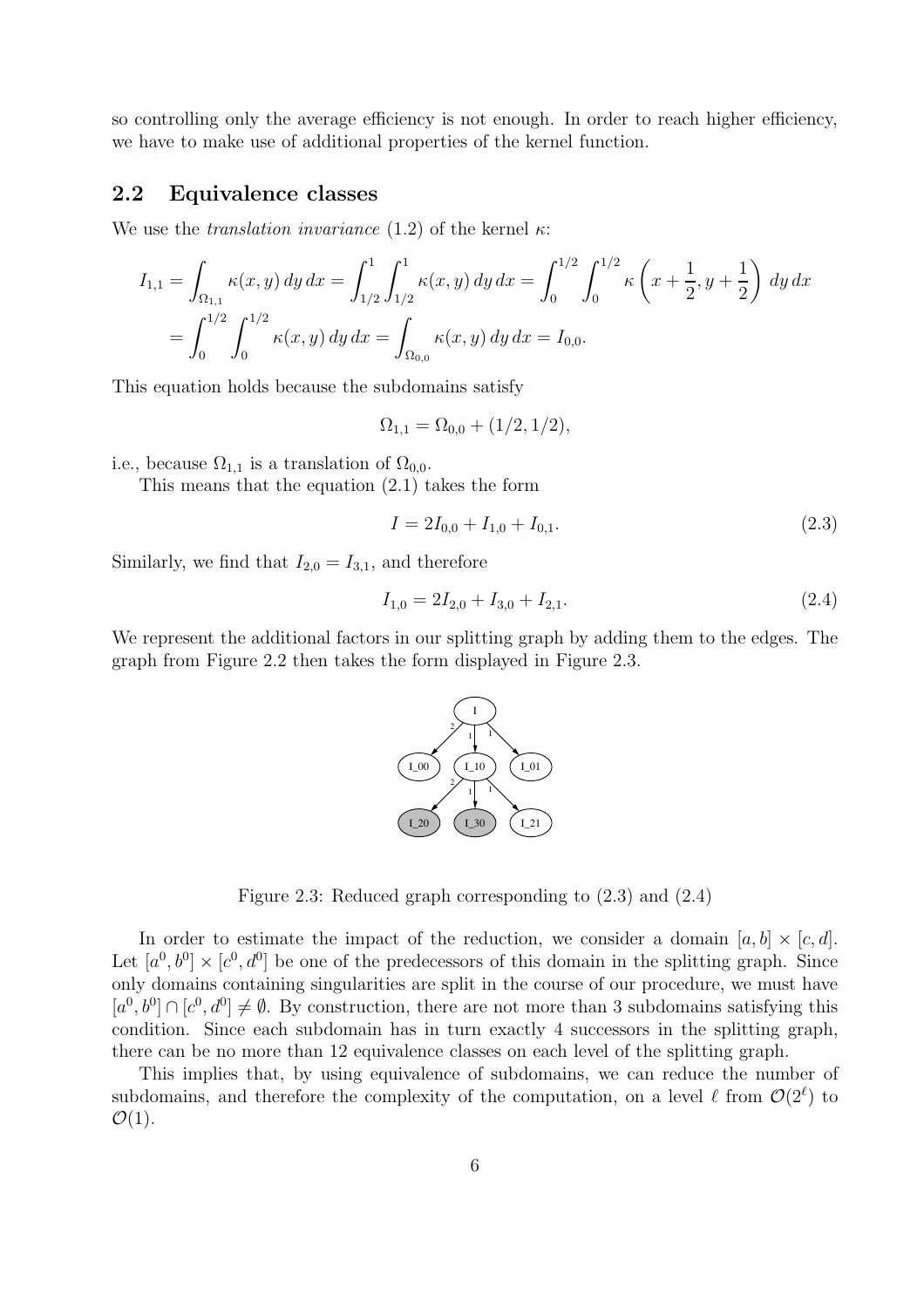so controlling only the average efficiency is not enough. In order to reach higher efficiency, we have to make use of additional properties of the kernel function.

## 2.2 Equivalence classes

We use the *translation invariance* (1.2) of the kernel $\kappa$:

$$
\begin{aligned}
I_{1,1} &= \int_{\Omega_{1,1}} \kappa(x,y)\,dy\,dx = \int_{1/2}^{1}\int_{1/2}^{1} \kappa(x,y)\,dy\,dx = \int_{0}^{1/2}\int_{0}^{1/2} \kappa\left(x+\frac{1}{2}, y+\frac{1}{2}\right)\,dy\,dx \\
&= \int_{0}^{1/2}\int_{0}^{1/2} \kappa(x,y)\,dy\,dx = \int_{\Omega_{0,0}} \kappa(x,y)\,dy\,dx = I_{0,0}.
\end{aligned}
$$

This equation holds because the subdomains satisfy

$$
\Omega_{1,1} = \Omega_{0,0} + (1/2, 1/2),
$$

i.e., because $\Omega_{1,1}$ is a translation of $\Omega_{0,0}$.

This means that the equation (2.1) takes the form

$$
I = 2I_{0,0} + I_{1,0} + I_{0,1}. \tag{2.3}
$$

Similarly, we find that $I_{2,0} = I_{3,1}$, and therefore

$$
I_{1,0} = 2I_{2,0} + I_{3,0} + I_{2,1}. \tag{2.4}
$$

We represent the additional factors in our splitting graph by adding them to the edges. The graph from Figure 2.2 then takes the form displayed in Figure 2.3.

Figure 2.3: Reduced graph corresponding to (2.3) and (2.4)

In order to estimate the impact of the reduction, we consider a domain $[a,b] \times [c,d]$. Let $[a^0, b^0] \times [c^0, d^0]$ be one of the predecessors of this domain in the splitting graph. Since only domains containing singularities are split in the course of our procedure, we must have $[a^0, b^0] \cap [c^0, d^0] \neq \emptyset$. By construction, there are not more than 3 subdomains satisfying this condition. Since each subdomain has in turn exactly 4 successors in the splitting graph, there can be no more than 12 equivalence classes on each level of the splitting graph.

This implies that, by using equivalence of subdomains, we can reduce the number of subdomains, and therefore the complexity of the computation, on a level $\ell$ from $\mathcal{O}(2^\ell)$ to $\mathcal{O}(1)$.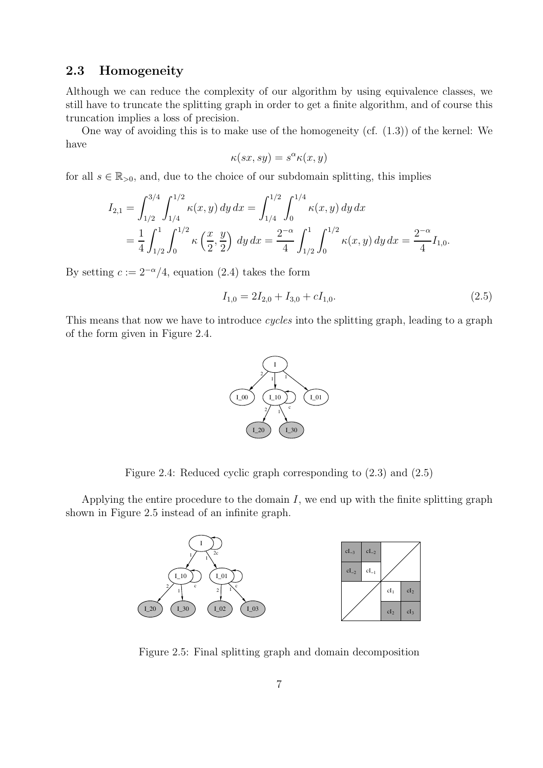## 2.3 Homogeneity

Although we can reduce the complexity of our algorithm by using equivalence classes, we still have to truncate the splitting graph in order to get a finite algorithm, and of course this truncation implies a loss of precision.

One way of avoiding this is to make use of the homogeneity (cf. (1.3)) of the kernel: We have

$$\kappa(sx, sy) = s^{\alpha}\kappa(x, y)$$

for all $s \in \mathbb{R}_{>0}$, and, due to the choice of our subdomain splitting, this implies

$$\begin{aligned}
I_{2,1} &= \int_{1/2}^{3/4} \int_{1/4}^{1/2} \kappa(x, y)\, dy\, dx = \int_{1/4}^{1/2} \int_{0}^{1/4} \kappa(x, y)\, dy\, dx \\
&= \frac{1}{4} \int_{1/2}^{1} \int_{0}^{1/2} \kappa\left(\frac{x}{2}, \frac{y}{2}\right)\, dy\, dx = \frac{2^{-\alpha}}{4} \int_{1/2}^{1} \int_{0}^{1/2} \kappa(x, y)\, dy\, dx = \frac{2^{-\alpha}}{4} I_{1,0}.
\end{aligned}$$

By setting $c := 2^{-\alpha}/4$, equation (2.4) takes the form

$$I_{1,0} = 2I_{2,0} + I_{3,0} + cI_{1,0}. \tag{2.5}$$

This means that now we have to introduce *cycles* into the splitting graph, leading to a graph of the form given in Figure 2.4.

Figure 2.4: Reduced cyclic graph corresponding to (2.3) and (2.5)

Applying the entire procedure to the domain $I$, we end up with the finite splitting graph shown in Figure 2.5 instead of an infinite graph.

Figure 2.5: Final splitting graph and domain decomposition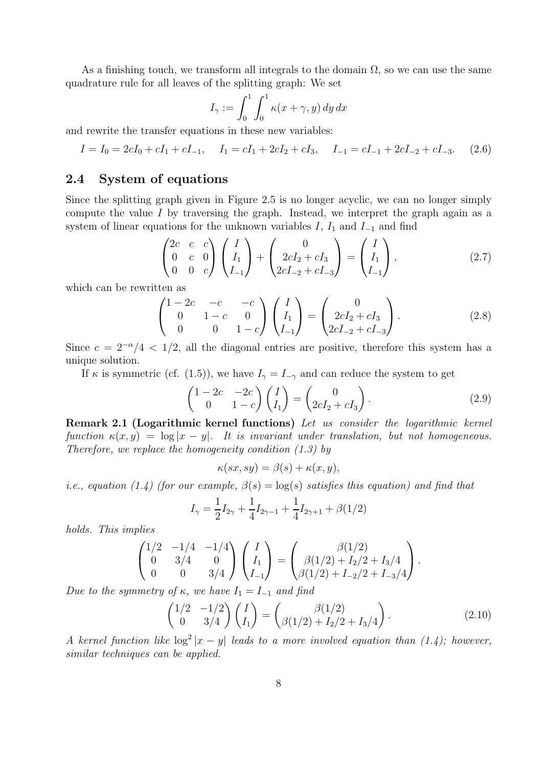As a finishing touch, we transform all integrals to the domain $\Omega$, so we can use the same quadrature rule for all leaves of the splitting graph: We set

$$I_\gamma := \int_0^1 \int_0^1 \kappa(x+\gamma, y)\, dy\, dx$$

and rewrite the transfer equations in these new variables:

$$I = I_0 = 2cI_0 + cI_1 + cI_{-1}, \quad I_1 = cI_1 + 2cI_2 + cI_3, \quad I_{-1} = cI_{-1} + 2cI_{-2} + cI_{-3}. \tag{2.6}$$

## 2.4 System of equations

Since the splitting graph given in Figure 2.5 is no longer acyclic, we can no longer simply compute the value $I$ by traversing the graph. Instead, we interpret the graph again as a system of linear equations for the unknown variables $I$, $I_1$ and $I_{-1}$ and find

$$\begin{pmatrix} 2c & c & c \\ 0 & c & 0 \\ 0 & 0 & c \end{pmatrix} \begin{pmatrix} I \\ I_1 \\ I_{-1} \end{pmatrix} + \begin{pmatrix} 0 \\ 2cI_2 + cI_3 \\ 2cI_{-2} + cI_{-3} \end{pmatrix} = \begin{pmatrix} I \\ I_1 \\ I_{-1} \end{pmatrix}, \tag{2.7}$$

which can be rewritten as

$$\begin{pmatrix} 1-2c & -c & -c \\ 0 & 1-c & 0 \\ 0 & 0 & 1-c \end{pmatrix} \begin{pmatrix} I \\ I_1 \\ I_{-1} \end{pmatrix} = \begin{pmatrix} 0 \\ 2cI_2 + cI_3 \\ 2cI_{-2} + cI_{-3} \end{pmatrix}. \tag{2.8}$$

Since $c = 2^{-\alpha}/4 < 1/2$, all the diagonal entries are positive, therefore this system has a unique solution.

If $\kappa$ is symmetric (cf. (1.5)), we have $I_\gamma = I_{-\gamma}$ and can reduce the system to get

$$\begin{pmatrix} 1-2c & -2c \\ 0 & 1-c \end{pmatrix} \begin{pmatrix} I \\ I_1 \end{pmatrix} = \begin{pmatrix} 0 \\ 2cI_2 + cI_3 \end{pmatrix}. \tag{2.9}$$

**Remark 2.1 (Logarithmic kernel functions)** *Let us consider the logarithmic kernel function $\kappa(x, y) = \log|x - y|$. It is invariant under translation, but not homogeneous. Therefore, we replace the homogeneity condition (1.3) by*

$$\kappa(sx, sy) = \beta(s) + \kappa(x, y),$$

*i.e., equation (1.4) (for our example, $\beta(s) = \log(s)$ satisfies this equation) and find that*

$$I_\gamma = \frac{1}{2} I_{2\gamma} + \frac{1}{4} I_{2\gamma-1} + \frac{1}{4} I_{2\gamma+1} + \beta(1/2)$$

*holds. This implies*

$$\begin{pmatrix} 1/2 & -1/4 & -1/4 \\ 0 & 3/4 & 0 \\ 0 & 0 & 3/4 \end{pmatrix} \begin{pmatrix} I \\ I_1 \\ I_{-1} \end{pmatrix} = \begin{pmatrix} \beta(1/2) \\ \beta(1/2) + I_2/2 + I_3/4 \\ \beta(1/2) + I_{-2}/2 + I_{-3}/4 \end{pmatrix}.$$

*Due to the symmetry of $\kappa$, we have $I_1 = I_{-1}$ and find*

$$\begin{pmatrix} 1/2 & -1/2 \\ 0 & 3/4 \end{pmatrix} \begin{pmatrix} I \\ I_1 \end{pmatrix} = \begin{pmatrix} \beta(1/2) \\ \beta(1/2) + I_2/2 + I_3/4 \end{pmatrix}. \tag{2.10}$$

*A kernel function like $\log^2|x - y|$ leads to a more involved equation than (1.4); however, similar techniques can be applied.*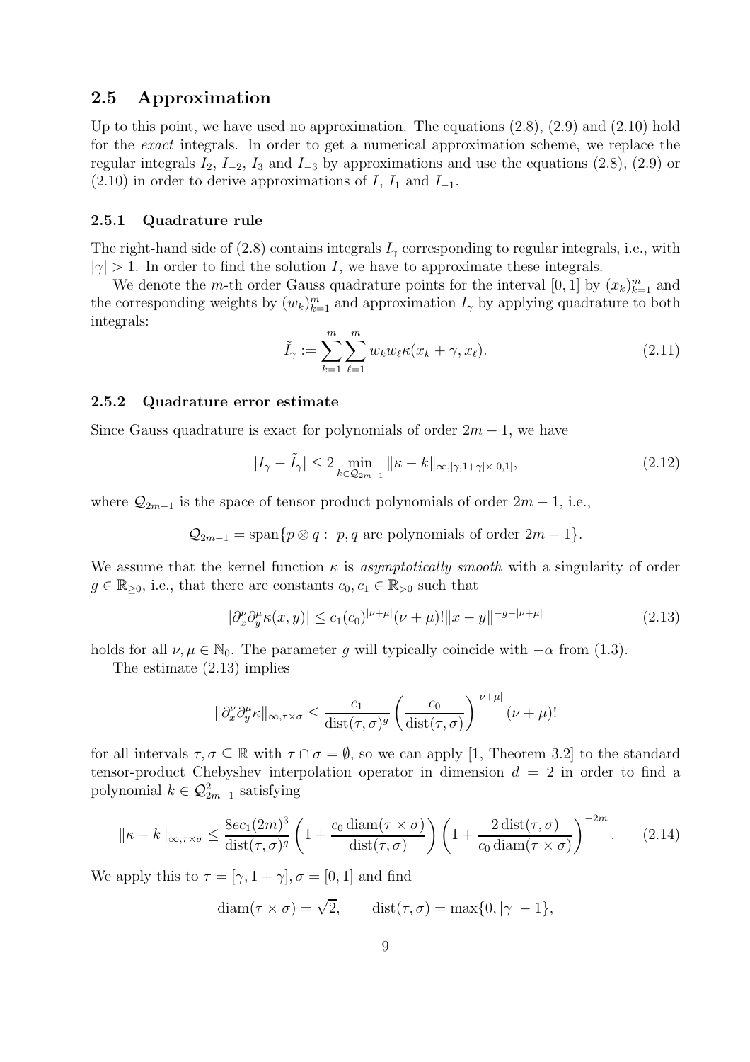## 2.5 Approximation

Up to this point, we have used no approximation. The equations (2.8), (2.9) and (2.10) hold for the *exact* integrals. In order to get a numerical approximation scheme, we replace the regular integrals $I_2$, $I_{-2}$, $I_3$ and $I_{-3}$ by approximations and use the equations (2.8), (2.9) or (2.10) in order to derive approximations of $I$, $I_1$ and $I_{-1}$.

### 2.5.1 Quadrature rule

The right-hand side of (2.8) contains integrals $I_\gamma$ corresponding to regular integrals, i.e., with $|\gamma| > 1$. In order to find the solution $I$, we have to approximate these integrals.

We denote the $m$-th order Gauss quadrature points for the interval $[0,1]$ by $(x_k)_{k=1}^m$ and the corresponding weights by $(w_k)_{k=1}^m$ and approximation $I_\gamma$ by applying quadrature to both integrals:

$$\tilde{I}_\gamma := \sum_{k=1}^{m} \sum_{\ell=1}^{m} w_k w_\ell \kappa(x_k + \gamma, x_\ell). \tag{2.11}$$

### 2.5.2 Quadrature error estimate

Since Gauss quadrature is exact for polynomials of order $2m-1$, we have

$$|I_\gamma - \tilde{I}_\gamma| \leq 2 \min_{k \in \mathcal{Q}_{2m-1}} \|\kappa - k\|_{\infty,[\gamma,1+\gamma]\times[0,1]}, \tag{2.12}$$

where $\mathcal{Q}_{2m-1}$ is the space of tensor product polynomials of order $2m-1$, i.e.,

$$\mathcal{Q}_{2m-1} = \operatorname{span}\{p \otimes q : \ p, q \text{ are polynomials of order } 2m-1\}.$$

We assume that the kernel function $\kappa$ is *asymptotically smooth* with a singularity of order $g \in \mathbb{R}_{\geq 0}$, i.e., that there are constants $c_0, c_1 \in \mathbb{R}_{>0}$ such that

$$|\partial_x^\nu \partial_y^\mu \kappa(x,y)| \leq c_1 (c_0)^{|\nu+\mu|} (\nu+\mu)! \|x-y\|^{-g-|\nu+\mu|} \tag{2.13}$$

holds for all $\nu, \mu \in \mathbb{N}_0$. The parameter $g$ will typically coincide with $-\alpha$ from (1.3).

The estimate (2.13) implies

$$\|\partial_x^\nu \partial_y^\mu \kappa\|_{\infty,\tau\times\sigma} \leq \frac{c_1}{\operatorname{dist}(\tau,\sigma)^g} \left(\frac{c_0}{\operatorname{dist}(\tau,\sigma)}\right)^{|\nu+\mu|} (\nu+\mu)!$$

for all intervals $\tau, \sigma \subseteq \mathbb{R}$ with $\tau \cap \sigma = \emptyset$, so we can apply [1, Theorem 3.2] to the standard tensor-product Chebyshev interpolation operator in dimension $d = 2$ in order to find a polynomial $k \in \mathcal{Q}_{2m-1}^2$ satisfying

$$\|\kappa - k\|_{\infty,\tau\times\sigma} \leq \frac{8ec_1(2m)^3}{\operatorname{dist}(\tau,\sigma)^g} \left(1 + \frac{c_0 \operatorname{diam}(\tau\times\sigma)}{\operatorname{dist}(\tau,\sigma)}\right) \left(1 + \frac{2\operatorname{dist}(\tau,\sigma)}{c_0 \operatorname{diam}(\tau\times\sigma)}\right)^{-2m}. \tag{2.14}$$

We apply this to $\tau = [\gamma, 1+\gamma], \sigma = [0,1]$ and find

$$\operatorname{diam}(\tau\times\sigma) = \sqrt{2}, \qquad \operatorname{dist}(\tau,\sigma) = \max\{0, |\gamma|-1\},$$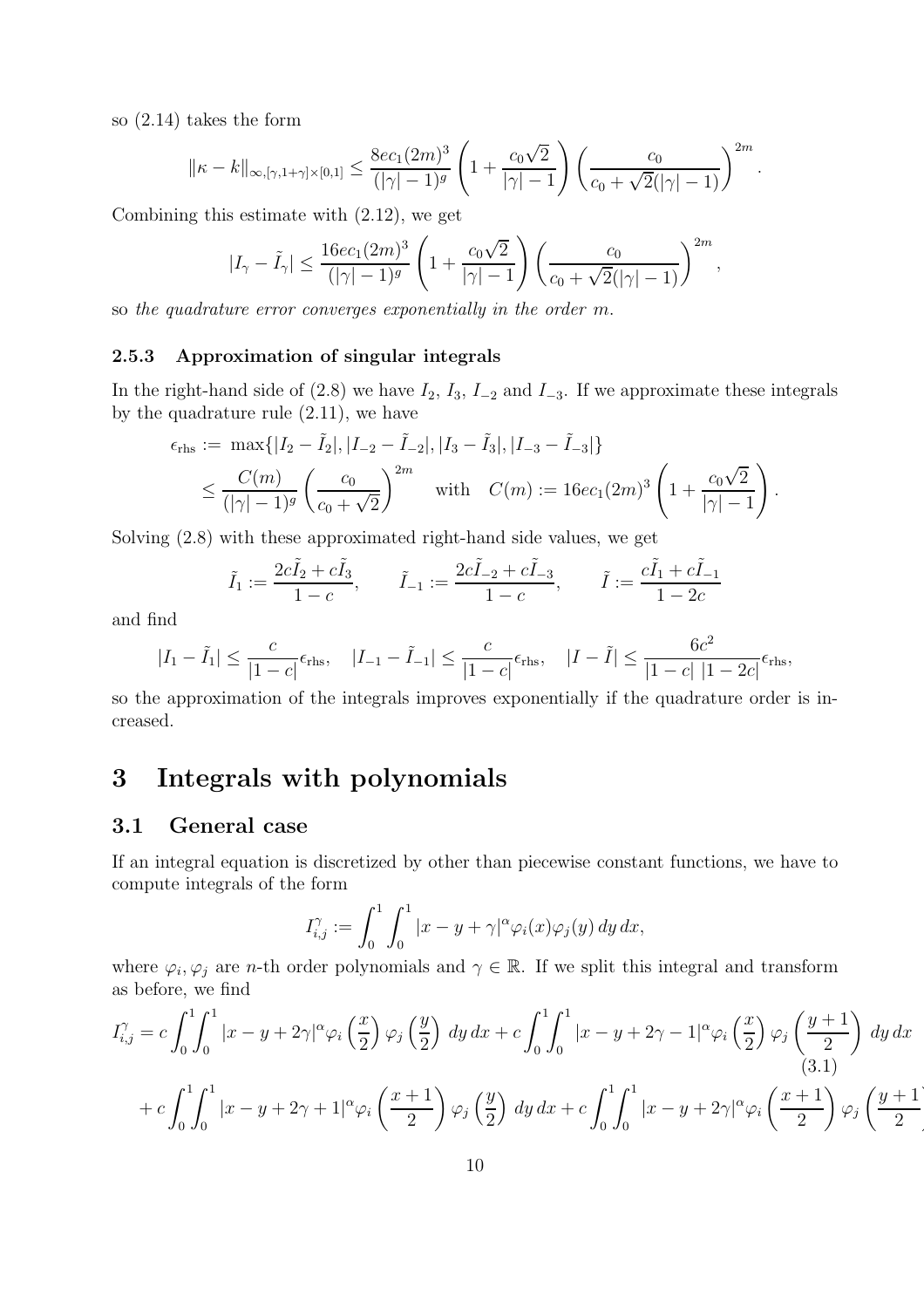so (2.14) takes the form

$$\|\kappa - k\|_{\infty,[\gamma,1+\gamma]\times[0,1]} \leq \frac{8ec_1(2m)^3}{(|\gamma|-1)^g}\left(1+\frac{c_0\sqrt{2}}{|\gamma|-1}\right)\left(\frac{c_0}{c_0+\sqrt{2}(|\gamma|-1)}\right)^{2m}.$$

Combining this estimate with (2.12), we get

$$|I_\gamma - \tilde{I}_\gamma| \leq \frac{16ec_1(2m)^3}{(|\gamma|-1)^g}\left(1+\frac{c_0\sqrt{2}}{|\gamma|-1}\right)\left(\frac{c_0}{c_0+\sqrt{2}(|\gamma|-1)}\right)^{2m},$$

so *the quadrature error converges exponentially in the order $m$.*

### 2.5.3 Approximation of singular integrals

In the right-hand side of (2.8) we have $I_2$, $I_3$, $I_{-2}$ and $I_{-3}$. If we approximate these integrals by the quadrature rule (2.11), we have

$$\begin{aligned}
\epsilon_{\mathrm{rhs}} &:= \max\{|I_2-\tilde{I}_2|, |I_{-2}-\tilde{I}_{-2}|, |I_3-\tilde{I}_3|, |I_{-3}-\tilde{I}_{-3}|\} \\
&\leq \frac{C(m)}{(|\gamma|-1)^g}\left(\frac{c_0}{c_0+\sqrt{2}}\right)^{2m} \quad \text{with} \quad C(m) := 16ec_1(2m)^3\left(1+\frac{c_0\sqrt{2}}{|\gamma|-1}\right).
\end{aligned}$$

Solving (2.8) with these approximated right-hand side values, we get

$$\tilde{I}_1 := \frac{2c\tilde{I}_2 + c\tilde{I}_3}{1-c}, \qquad \tilde{I}_{-1} := \frac{2c\tilde{I}_{-2} + c\tilde{I}_{-3}}{1-c}, \qquad \tilde{I} := \frac{c\tilde{I}_1 + c\tilde{I}_{-1}}{1-2c}$$

and find

$$|I_1 - \tilde{I}_1| \leq \frac{c}{|1-c|}\epsilon_{\mathrm{rhs}}, \quad |I_{-1} - \tilde{I}_{-1}| \leq \frac{c}{|1-c|}\epsilon_{\mathrm{rhs}}, \quad |I - \tilde{I}| \leq \frac{6c^2}{|1-c|\;|1-2c|}\epsilon_{\mathrm{rhs}},$$

so the approximation of the integrals improves exponentially if the quadrature order is increased.

# 3 Integrals with polynomials

## 3.1 General case

If an integral equation is discretized by other than piecewise constant functions, we have to compute integrals of the form

$$I_{i,j}^\gamma := \int_0^1\int_0^1 |x-y+\gamma|^\alpha \varphi_i(x)\varphi_j(y)\,dy\,dx,$$

where $\varphi_i, \varphi_j$ are $n$-th order polynomials and $\gamma \in \mathbb{R}$. If we split this integral and transform as before, we find

$$\begin{aligned}
I_{i,j}^\gamma = {} & c\int_0^1\int_0^1 |x-y+2\gamma|^\alpha \varphi_i\left(\frac{x}{2}\right)\varphi_j\left(\frac{y}{2}\right)\,dy\,dx + c\int_0^1\int_0^1 |x-y+2\gamma-1|^\alpha \varphi_i\left(\frac{x}{2}\right)\varphi_j\left(\frac{y+1}{2}\right)\,dy\,dx \qquad (3.1) \\
& + c\int_0^1\int_0^1 |x-y+2\gamma+1|^\alpha \varphi_i\left(\frac{x+1}{2}\right)\varphi_j\left(\frac{y}{2}\right)\,dy\,dx + c\int_0^1\int_0^1 |x-y+2\gamma|^\alpha \varphi_i\left(\frac{x+1}{2}\right)\varphi_j\left(\frac{y+1}{2}\right)
\end{aligned}$$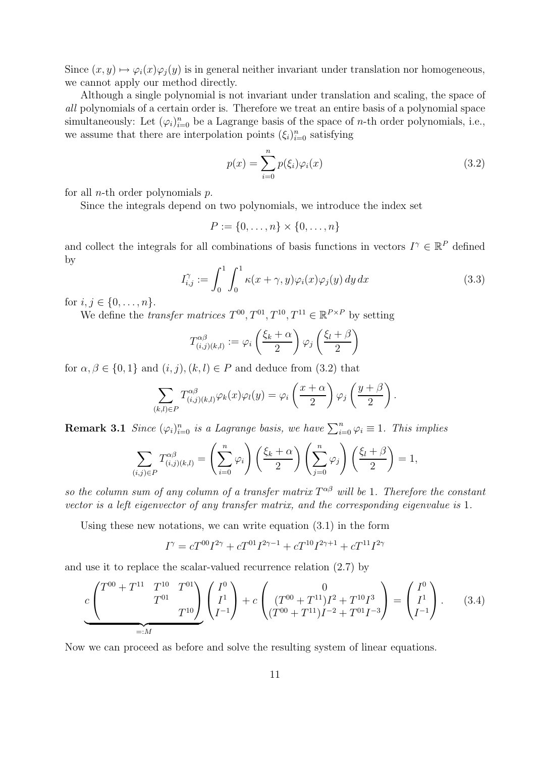Since $(x,y) \mapsto \varphi_i(x)\varphi_j(y)$ is in general neither invariant under translation nor homogeneous, we cannot apply our method directly.

Although a single polynomial is not invariant under translation and scaling, the space of *all* polynomials of a certain order is. Therefore we treat an entire basis of a polynomial space simultaneously: Let $(\varphi_i)_{i=0}^n$ be a Lagrange basis of the space of $n$-th order polynomials, i.e., we assume that there are interpolation points $(\xi_i)_{i=0}^n$ satisfying

$$p(x) = \sum_{i=0}^{n} p(\xi_i)\varphi_i(x) \tag{3.2}$$

for all $n$-th order polynomials $p$.

Since the integrals depend on two polynomials, we introduce the index set

$$P := \{0,\dots,n\} \times \{0,\dots,n\}$$

and collect the integrals for all combinations of basis functions in vectors $I^\gamma \in \mathbb{R}^P$ defined by

$$I^\gamma_{i,j} := \int_0^1 \int_0^1 \kappa(x+\gamma, y)\varphi_i(x)\varphi_j(y)\,dy\,dx \tag{3.3}$$

for $i,j \in \{0,\dots,n\}$.

We define the *transfer matrices* $T^{00}, T^{01}, T^{10}, T^{11} \in \mathbb{R}^{P\times P}$ by setting

$$T^{\alpha\beta}_{(i,j)(k,l)} := \varphi_i\left(\frac{\xi_k+\alpha}{2}\right)\varphi_j\left(\frac{\xi_l+\beta}{2}\right)$$

for $\alpha,\beta \in \{0,1\}$ and $(i,j),(k,l) \in P$ and deduce from (3.2) that

$$\sum_{(k,l)\in P} T^{\alpha\beta}_{(i,j)(k,l)}\varphi_k(x)\varphi_l(y) = \varphi_i\left(\frac{x+\alpha}{2}\right)\varphi_j\left(\frac{y+\beta}{2}\right).$$

**Remark 3.1** *Since $(\varphi_i)_{i=0}^n$ is a Lagrange basis, we have $\sum_{i=0}^n \varphi_i \equiv 1$. This implies*

$$\sum_{(i,j)\in P} T^{\alpha\beta}_{(i,j)(k,l)} = \left(\sum_{i=0}^n \varphi_i\right)\left(\frac{\xi_k+\alpha}{2}\right)\left(\sum_{j=0}^n \varphi_j\right)\left(\frac{\xi_l+\beta}{2}\right) = 1,$$

*so the column sum of any column of a transfer matrix $T^{\alpha\beta}$ will be 1. Therefore the constant vector is a left eigenvector of any transfer matrix, and the corresponding eigenvalue is 1.*

Using these new notations, we can write equation (3.1) in the form

$$I^\gamma = cT^{00}I^{2\gamma} + cT^{01}I^{2\gamma-1} + cT^{10}I^{2\gamma+1} + cT^{11}I^{2\gamma}$$

and use it to replace the scalar-valued recurrence relation (2.7) by

$$\underbrace{c\begin{pmatrix} T^{00}+T^{11} & T^{10} & T^{01} \\ & T^{01} & \\ & & T^{10} \end{pmatrix}}_{=:M}\begin{pmatrix} I^0 \\ I^1 \\ I^{-1} \end{pmatrix} + c\begin{pmatrix} 0 \\ (T^{00}+T^{11})I^2 + T^{10}I^3 \\ (T^{00}+T^{11})I^{-2} + T^{01}I^{-3} \end{pmatrix} = \begin{pmatrix} I^0 \\ I^1 \\ I^{-1} \end{pmatrix}. \tag{3.4}$$

Now we can proceed as before and solve the resulting system of linear equations.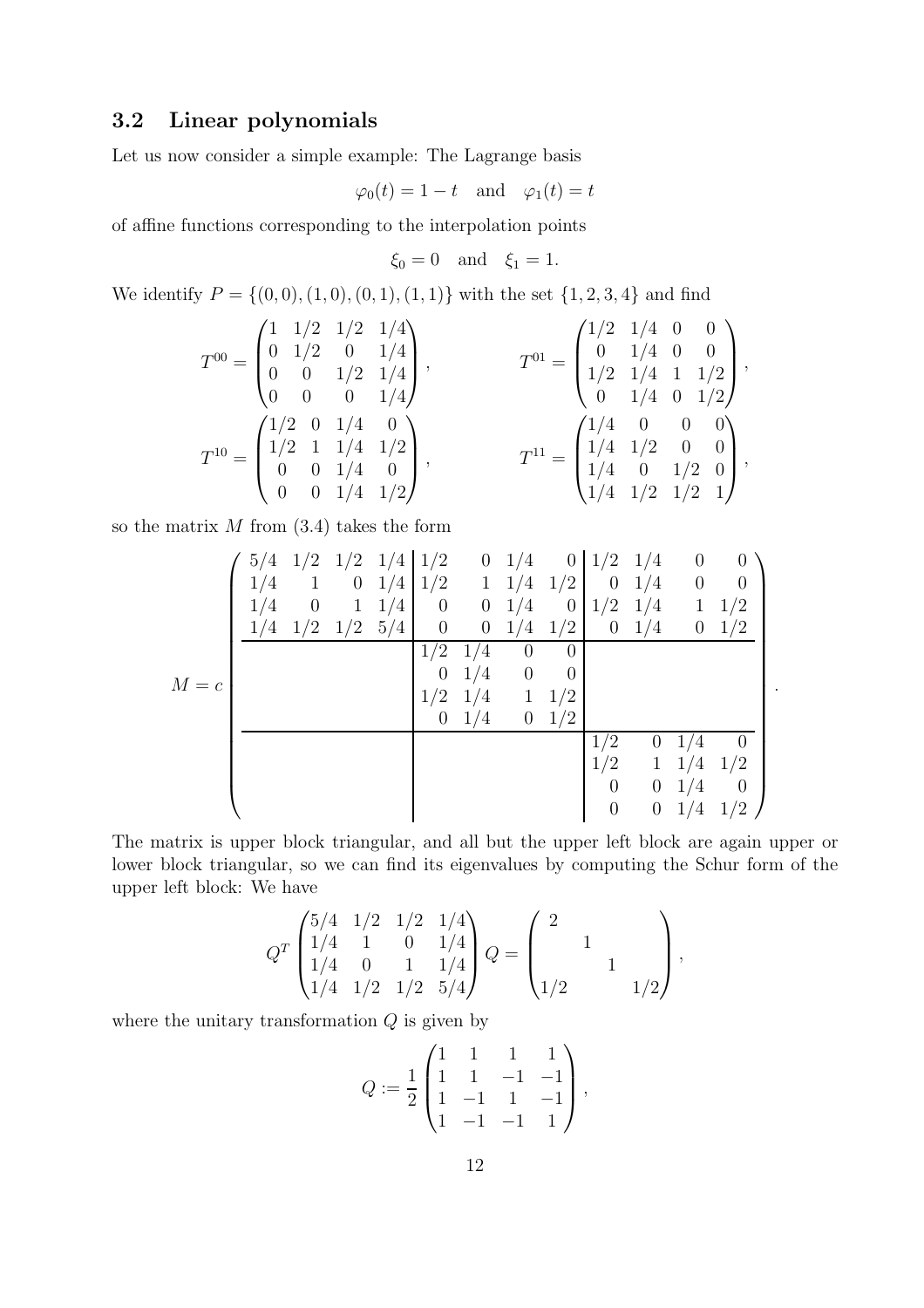### 3.2 Linear polynomials

Let us now consider a simple example: The Lagrange basis

$$\varphi_0(t) = 1 - t \quad \text{and} \quad \varphi_1(t) = t$$

of affine functions corresponding to the interpolation points

$$\xi_0 = 0 \quad \text{and} \quad \xi_1 = 1.$$

We identify $P = \{(0,0), (1,0), (0,1), (1,1)\}$ with the set $\{1,2,3,4\}$ and find

$$T^{00} = \begin{pmatrix} 1 & 1/2 & 1/2 & 1/4 \\ 0 & 1/2 & 0 & 1/4 \\ 0 & 0 & 1/2 & 1/4 \\ 0 & 0 & 0 & 1/4 \end{pmatrix}, \qquad T^{01} = \begin{pmatrix} 1/2 & 1/4 & 0 & 0 \\ 0 & 1/4 & 0 & 0 \\ 1/2 & 1/4 & 1 & 1/2 \\ 0 & 1/4 & 0 & 1/2 \end{pmatrix},$$

$$T^{10} = \begin{pmatrix} 1/2 & 0 & 1/4 & 0 \\ 1/2 & 1 & 1/4 & 1/2 \\ 0 & 0 & 1/4 & 0 \\ 0 & 0 & 1/4 & 1/2 \end{pmatrix}, \qquad T^{11} = \begin{pmatrix} 1/4 & 0 & 0 & 0 \\ 1/4 & 1/2 & 0 & 0 \\ 1/4 & 0 & 1/2 & 0 \\ 1/4 & 1/2 & 1/2 & 1 \end{pmatrix},$$

so the matrix $M$ from (3.4) takes the form

$$M = c \left( \begin{array}{cccc|cccc|cccc} 5/4 & 1/2 & 1/2 & 1/4 & 1/2 & 0 & 1/4 & 0 & 1/2 & 1/4 & 0 & 0 \\ 1/4 & 1 & 0 & 1/4 & 1/2 & 1 & 1/4 & 1/2 & 0 & 1/4 & 0 & 0 \\ 1/4 & 0 & 1 & 1/4 & 0 & 0 & 1/4 & 0 & 1/2 & 1/4 & 1 & 1/2 \\ 1/4 & 1/2 & 1/2 & 5/4 & 0 & 0 & 1/4 & 1/2 & 0 & 1/4 & 0 & 1/2 \\ \hline & & & & 1/2 & 1/4 & 0 & 0 & & & & \\ & & & & 0 & 1/4 & 0 & 0 & & & & \\ & & & & 1/2 & 1/4 & 1 & 1/2 & & & & \\ & & & & 0 & 1/4 & 0 & 1/2 & & & & \\ \hline & & & & & & & & 1/2 & 0 & 1/4 & 0 \\ & & & & & & & & 1/2 & 1 & 1/4 & 1/2 \\ & & & & & & & & 0 & 0 & 1/4 & 0 \\ & & & & & & & & 0 & 0 & 1/4 & 1/2 \end{array} \right).$$

The matrix is upper block triangular, and all but the upper left block are again upper or lower block triangular, so we can find its eigenvalues by computing the Schur form of the upper left block: We have

$$Q^T \begin{pmatrix} 5/4 & 1/2 & 1/2 & 1/4 \\ 1/4 & 1 & 0 & 1/4 \\ 1/4 & 0 & 1 & 1/4 \\ 1/4 & 1/2 & 1/2 & 5/4 \end{pmatrix} Q = \begin{pmatrix} 2 & & & \\ & 1 & & \\ & & 1 & \\ 1/2 & & & 1/2 \end{pmatrix},$$

where the unitary transformation $Q$ is given by

$$Q := \frac{1}{2} \begin{pmatrix} 1 & 1 & 1 & 1 \\ 1 & 1 & -1 & -1 \\ 1 & -1 & 1 & -1 \\ 1 & -1 & -1 & 1 \end{pmatrix},$$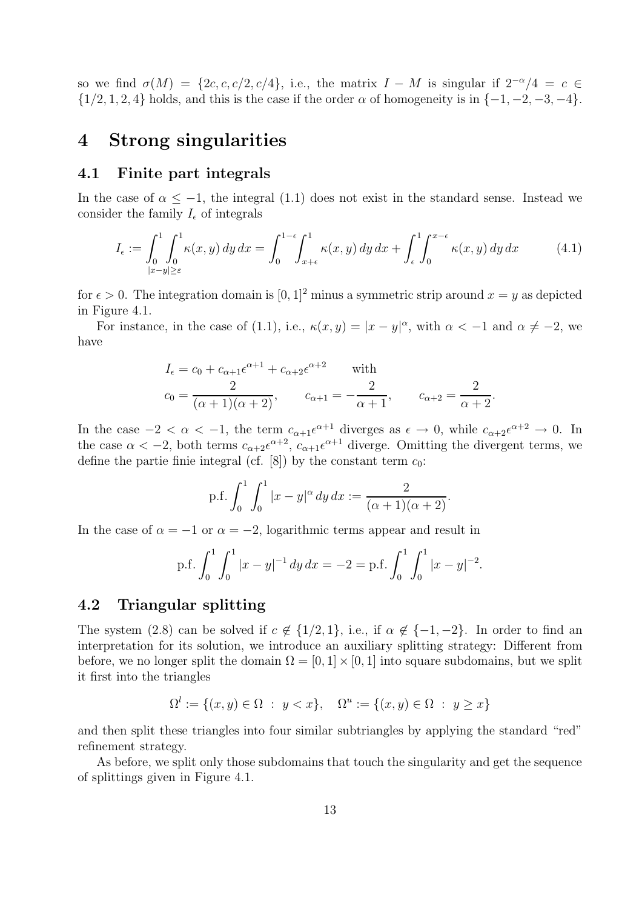so we find $\sigma(M) = \{2c, c, c/2, c/4\}$, i.e., the matrix $I - M$ is singular if $2^{-\alpha}/4 = c \in \{1/2, 1, 2, 4\}$ holds, and this is the case if the order $\alpha$ of homogeneity is in $\{-1, -2, -3, -4\}$.

# 4 Strong singularities

## 4.1 Finite part integrals

In the case of $\alpha \leq -1$, the integral (1.1) does not exist in the standard sense. Instead we consider the family $I_\epsilon$ of integrals

$$I_\epsilon := \int_0^1 \int_{\substack{0 \\ |x-y| \geq \varepsilon}}^1 \kappa(x,y)\, dy\, dx = \int_0^{1-\epsilon} \int_{x+\epsilon}^1 \kappa(x,y)\, dy\, dx + \int_\epsilon^1 \int_0^{x-\epsilon} \kappa(x,y)\, dy\, dx \tag{4.1}$$

for $\epsilon > 0$. The integration domain is $[0,1]^2$ minus a symmetric strip around $x = y$ as depicted in Figure 4.1.

For instance, in the case of (1.1), i.e., $\kappa(x,y) = |x-y|^\alpha$, with $\alpha < -1$ and $\alpha \neq -2$, we have

$$I_\epsilon = c_0 + c_{\alpha+1}\epsilon^{\alpha+1} + c_{\alpha+2}\epsilon^{\alpha+2} \qquad \text{with}$$
$$c_0 = \frac{2}{(\alpha+1)(\alpha+2)}, \qquad c_{\alpha+1} = -\frac{2}{\alpha+1}, \qquad c_{\alpha+2} = \frac{2}{\alpha+2}.$$

In the case $-2 < \alpha < -1$, the term $c_{\alpha+1}\epsilon^{\alpha+1}$ diverges as $\epsilon \to 0$, while $c_{\alpha+2}\epsilon^{\alpha+2} \to 0$. In the case $\alpha < -2$, both terms $c_{\alpha+2}\epsilon^{\alpha+2}$, $c_{\alpha+1}\epsilon^{\alpha+1}$ diverge. Omitting the divergent terms, we define the partie finie integral (cf. [8]) by the constant term $c_0$:

$$\text{p.f.} \int_0^1 \int_0^1 |x-y|^\alpha\, dy\, dx := \frac{2}{(\alpha+1)(\alpha+2)}.$$

In the case of $\alpha = -1$ or $\alpha = -2$, logarithmic terms appear and result in

$$\text{p.f.} \int_0^1 \int_0^1 |x-y|^{-1}\, dy\, dx = -2 = \text{p.f.} \int_0^1 \int_0^1 |x-y|^{-2}.$$

## 4.2 Triangular splitting

The system (2.8) can be solved if $c \notin \{1/2, 1\}$, i.e., if $\alpha \notin \{-1, -2\}$. In order to find an interpretation for its solution, we introduce an auxiliary splitting strategy: Different from before, we no longer split the domain $\Omega = [0,1] \times [0,1]$ into square subdomains, but we split it first into the triangles

$$\Omega^l := \{(x,y) \in \Omega \;:\; y < x\}, \quad \Omega^u := \{(x,y) \in \Omega \;:\; y \geq x\}$$

and then split these triangles into four similar subtriangles by applying the standard "red" refinement strategy.

As before, we split only those subdomains that touch the singularity and get the sequence of splittings given in Figure 4.1.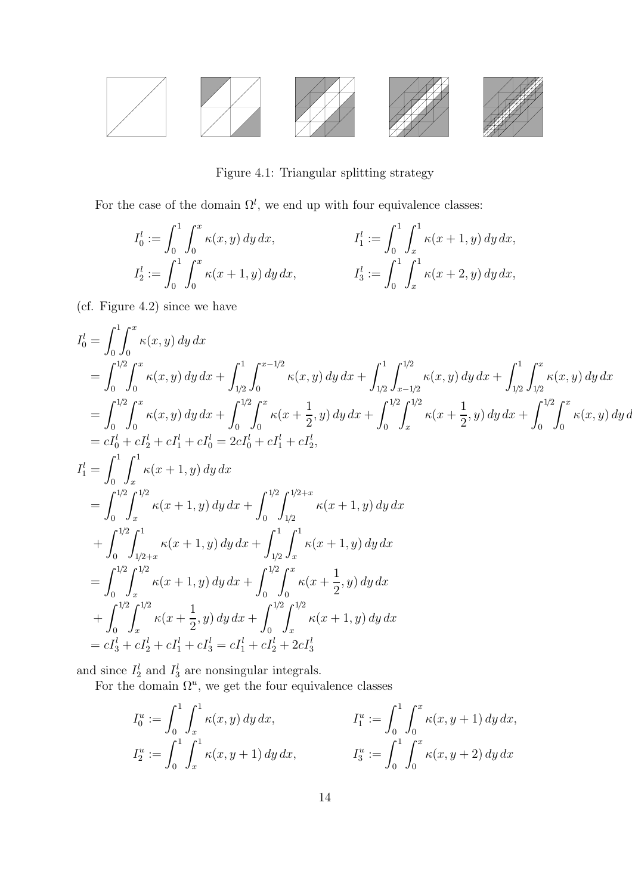Figure 4.1: Triangular splitting strategy

For the case of the domain $\Omega^l$, we end up with four equivalence classes:

$$I_0^l := \int_0^1 \int_0^x \kappa(x,y)\,dy\,dx, \qquad I_1^l := \int_0^1 \int_x^1 \kappa(x+1,y)\,dy\,dx,$$

$$I_2^l := \int_0^1 \int_0^x \kappa(x+1,y)\,dy\,dx, \qquad I_3^l := \int_0^1 \int_x^1 \kappa(x+2,y)\,dy\,dx,$$

(cf. Figure 4.2) since we have

$$\begin{aligned}
I_0^l &= \int_0^1\int_0^x \kappa(x,y)\,dy\,dx \\
&= \int_0^{1/2}\int_0^x \kappa(x,y)\,dy\,dx + \int_{1/2}^1\int_0^{x-1/2} \kappa(x,y)\,dy\,dx + \int_{1/2}^1\int_{x-1/2}^{1/2} \kappa(x,y)\,dy\,dx + \int_{1/2}^1\int_{1/2}^x \kappa(x,y)\,dy\,dx \\
&= \int_0^{1/2}\int_0^x \kappa(x,y)\,dy\,dx + \int_0^{1/2}\int_0^x \kappa(x+\frac{1}{2},y)\,dy\,dx + \int_0^{1/2}\int_x^{1/2} \kappa(x+\frac{1}{2},y)\,dy\,dx + \int_0^{1/2}\int_0^x \kappa(x,y)\,dy\,dx \\
&= cI_0^l + cI_2^l + cI_1^l + cI_0^l = 2cI_0^l + cI_1^l + cI_2^l, \\
I_1^l &= \int_0^1\int_x^1 \kappa(x+1,y)\,dy\,dx \\
&= \int_0^{1/2}\int_x^{1/2} \kappa(x+1,y)\,dy\,dx + \int_0^{1/2}\int_{1/2}^{1/2+x} \kappa(x+1,y)\,dy\,dx \\
&\quad + \int_0^{1/2}\int_{1/2+x}^1 \kappa(x+1,y)\,dy\,dx + \int_{1/2}^1\int_x^1 \kappa(x+1,y)\,dy\,dx \\
&= \int_0^{1/2}\int_x^{1/2} \kappa(x+1,y)\,dy\,dx + \int_0^{1/2}\int_0^x \kappa(x+\frac{1}{2},y)\,dy\,dx \\
&\quad + \int_0^{1/2}\int_x^{1/2} \kappa(x+\frac{1}{2},y)\,dy\,dx + \int_0^{1/2}\int_x^{1/2} \kappa(x+1,y)\,dy\,dx \\
&= cI_3^l + cI_2^l + cI_1^l + cI_3^l = cI_1^l + cI_2^l + 2cI_3^l
\end{aligned}$$

and since $I_2^l$ and $I_3^l$ are nonsingular integrals.

For the domain $\Omega^u$, we get the four equivalence classes

$$I_0^u := \int_0^1 \int_x^1 \kappa(x,y)\,dy\,dx, \qquad I_1^u := \int_0^1 \int_0^x \kappa(x,y+1)\,dy\,dx,$$

$$I_2^u := \int_0^1 \int_x^1 \kappa(x,y+1)\,dy\,dx, \qquad I_3^u := \int_0^1 \int_0^x \kappa(x,y+2)\,dy\,dx$$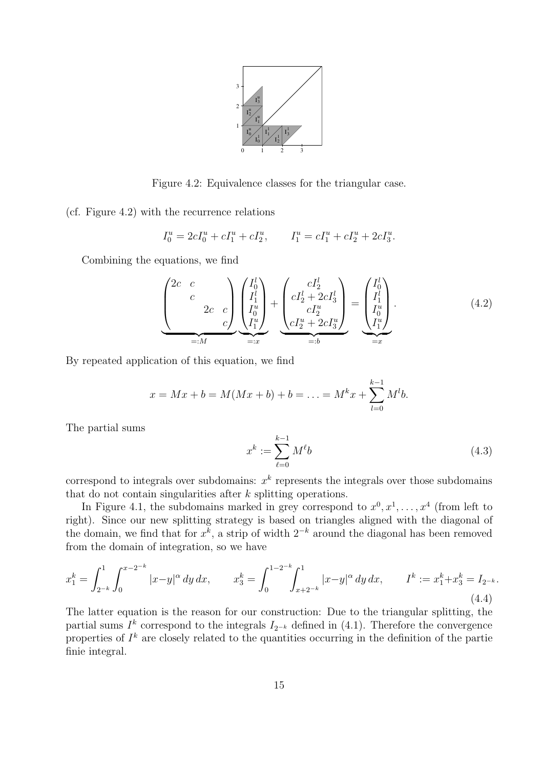Figure 4.2: Equivalence classes for the triangular case.

(cf. Figure 4.2) with the recurrence relations

$$I_0^u = 2cI_0^u + cI_1^u + cI_2^u, \qquad I_1^u = cI_1^u + cI_2^u + 2cI_3^u.$$

Combining the equations, we find

$$\underbrace{\begin{pmatrix} 2c & c & & \\ & c & & \\ & & 2c & c \\ & & & c \end{pmatrix}}_{=:M} \underbrace{\begin{pmatrix} I_0^l \\ I_1^l \\ I_0^u \\ I_1^u \end{pmatrix}}_{=:x} + \underbrace{\begin{pmatrix} cI_2^l \\ cI_2^l + 2cI_3^l \\ cI_2^u \\ cI_2^u + 2cI_3^u \end{pmatrix}}_{=:b} = \underbrace{\begin{pmatrix} I_0^l \\ I_1^l \\ I_0^u \\ I_1^u \end{pmatrix}}_{=x}. \tag{4.2}$$

By repeated application of this equation, we find

$$x = Mx + b = M(Mx + b) + b = \ldots = M^k x + \sum_{l=0}^{k-1} M^l b.$$

The partial sums

$$x^k := \sum_{\ell=0}^{k-1} M^\ell b \tag{4.3}$$

correspond to integrals over subdomains: $x^k$ represents the integrals over those subdomains that do not contain singularities after $k$ splitting operations.

In Figure 4.1, the subdomains marked in grey correspond to $x^0, x^1, \ldots, x^4$ (from left to right). Since our new splitting strategy is based on triangles aligned with the diagonal of the domain, we find that for $x^k$, a strip of width $2^{-k}$ around the diagonal has been removed from the domain of integration, so we have

$$x_1^k = \int_{2^{-k}}^1 \int_0^{x-2^{-k}} |x-y|^\alpha \, dy \, dx, \qquad x_3^k = \int_0^{1-2^{-k}} \int_{x+2^{-k}}^1 |x-y|^\alpha \, dy \, dx, \qquad I^k := x_1^k + x_3^k = I_{2^{-k}}. \tag{4.4}$$

The latter equation is the reason for our construction: Due to the triangular splitting, the partial sums $I^k$ correspond to the integrals $I_{2^{-k}}$ defined in (4.1). Therefore the convergence properties of $I^k$ are closely related to the quantities occurring in the definition of the partie finie integral.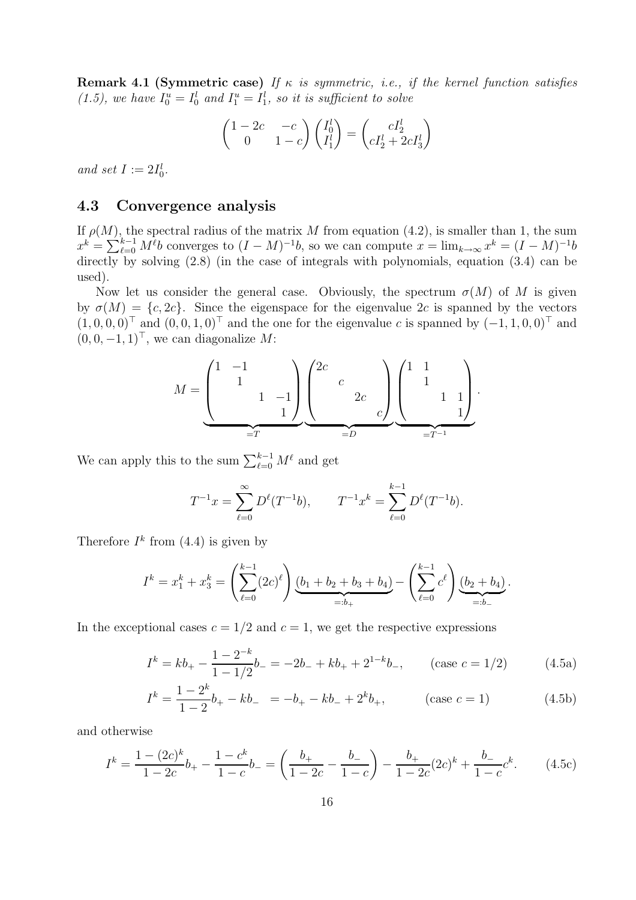**Remark 4.1 (Symmetric case)** *If $\kappa$ is symmetric, i.e., if the kernel function satisfies (1.5), we have $I_0^u = I_0^l$ and $I_1^u = I_1^l$, so it is sufficient to solve*

$$\begin{pmatrix} 1-2c & -c \\ 0 & 1-c \end{pmatrix} \begin{pmatrix} I_0^l \\ I_1^l \end{pmatrix} = \begin{pmatrix} cI_2^l \\ cI_2^l + 2cI_3^l \end{pmatrix}$$

*and set $I := 2I_0^l$.*

## 4.3 Convergence analysis

If $\rho(M)$, the spectral radius of the matrix $M$ from equation (4.2), is smaller than 1, the sum $x^k = \sum_{\ell=0}^{k-1} M^\ell b$ converges to $(I-M)^{-1}b$, so we can compute $x = \lim_{k\to\infty} x^k = (I-M)^{-1}b$ directly by solving (2.8) (in the case of integrals with polynomials, equation (3.4) can be used).

Now let us consider the general case. Obviously, the spectrum $\sigma(M)$ of $M$ is given by $\sigma(M) = \{c, 2c\}$. Since the eigenspace for the eigenvalue $2c$ is spanned by the vectors $(1,0,0,0)^\top$ and $(0,0,1,0)^\top$ and the one for the eigenvalue $c$ is spanned by $(-1,1,0,0)^\top$ and $(0,0,-1,1)^\top$, we can diagonalize $M$:

$$M = \underbrace{\begin{pmatrix} 1 & -1 & & \\ & 1 & & \\ & & 1 & -1 \\ & & & 1 \end{pmatrix}}_{=T} \underbrace{\begin{pmatrix} 2c & & & \\ & c & & \\ & & 2c & \\ & & & c \end{pmatrix}}_{=D} \underbrace{\begin{pmatrix} 1 & 1 & & \\ & 1 & & \\ & & 1 & 1 \\ & & & 1 \end{pmatrix}}_{=T^{-1}}.$$

We can apply this to the sum $\sum_{\ell=0}^{k-1} M^\ell$ and get

$$T^{-1}x = \sum_{\ell=0}^{\infty} D^\ell (T^{-1}b), \qquad T^{-1}x^k = \sum_{\ell=0}^{k-1} D^\ell (T^{-1}b).$$

Therefore $I^k$ from (4.4) is given by

$$I^k = x_1^k + x_3^k = \left(\sum_{\ell=0}^{k-1} (2c)^\ell\right) \underbrace{(b_1 + b_2 + b_3 + b_4)}_{=:b_+} - \left(\sum_{\ell=0}^{k-1} c^\ell\right) \underbrace{(b_2 + b_4)}_{=:b_-}.$$

In the exceptional cases $c = 1/2$ and $c = 1$, we get the respective expressions

$$I^k = kb_+ - \frac{1-2^{-k}}{1-1/2} b_- = -2b_- + kb_+ + 2^{1-k} b_-, \qquad (\text{case } c = 1/2) \tag{4.5a}$$

$$I^k = \frac{1-2^k}{1-2} b_+ - kb_- = -b_+ - kb_- + 2^k b_+, \qquad (\text{case } c = 1) \tag{4.5b}$$

and otherwise

$$I^k = \frac{1-(2c)^k}{1-2c} b_+ - \frac{1-c^k}{1-c} b_- = \left(\frac{b_+}{1-2c} - \frac{b_-}{1-c}\right) - \frac{b_+}{1-2c}(2c)^k + \frac{b_-}{1-c} c^k. \tag{4.5c}$$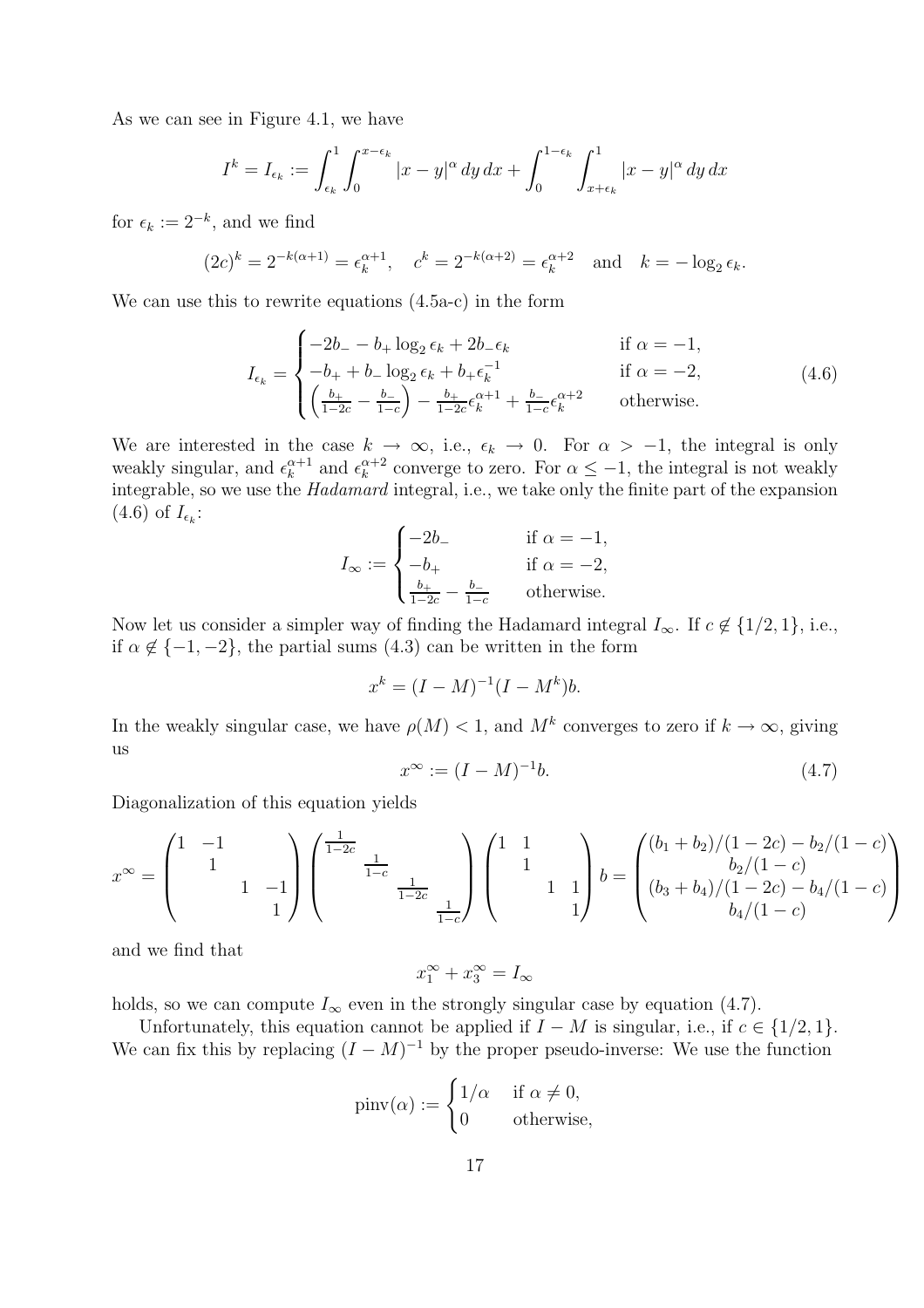As we can see in Figure 4.1, we have

$$I^k = I_{\epsilon_k} := \int_{\epsilon_k}^1 \int_0^{x-\epsilon_k} |x-y|^\alpha \, dy \, dx + \int_0^{1-\epsilon_k} \int_{x+\epsilon_k}^1 |x-y|^\alpha \, dy \, dx$$

for $\epsilon_k := 2^{-k}$, and we find

$$(2c)^k = 2^{-k(\alpha+1)} = \epsilon_k^{\alpha+1}, \quad c^k = 2^{-k(\alpha+2)} = \epsilon_k^{\alpha+2} \quad \text{and} \quad k = -\log_2 \epsilon_k.$$

We can use this to rewrite equations (4.5a-c) in the form

$$I_{\epsilon_k} = \begin{cases} -2b_- - b_+ \log_2 \epsilon_k + 2b_- \epsilon_k & \text{if } \alpha = -1, \\ -b_+ + b_- \log_2 \epsilon_k + b_+ \epsilon_k^{-1} & \text{if } \alpha = -2, \\ \left( \frac{b_+}{1-2c} - \frac{b_-}{1-c} \right) - \frac{b_+}{1-2c} \epsilon_k^{\alpha+1} + \frac{b_-}{1-c} \epsilon_k^{\alpha+2} & \text{otherwise.} \end{cases} \tag{4.6}$$

We are interested in the case $k \to \infty$, i.e., $\epsilon_k \to 0$. For $\alpha > -1$, the integral is only weakly singular, and $\epsilon_k^{\alpha+1}$ and $\epsilon_k^{\alpha+2}$ converge to zero. For $\alpha \leq -1$, the integral is not weakly integrable, so we use the *Hadamard* integral, i.e., we take only the finite part of the expansion (4.6) of $I_{\epsilon_k}$:

$$I_\infty := \begin{cases} -2b_- & \text{if } \alpha = -1, \\ -b_+ & \text{if } \alpha = -2, \\ \frac{b_+}{1-2c} - \frac{b_-}{1-c} & \text{otherwise.} \end{cases}$$

Now let us consider a simpler way of finding the Hadamard integral $I_\infty$. If $c \notin \{1/2, 1\}$, i.e., if $\alpha \notin \{-1, -2\}$, the partial sums (4.3) can be written in the form

$$x^k = (I - M)^{-1}(I - M^k)b.$$

In the weakly singular case, we have $\rho(M) < 1$, and $M^k$ converges to zero if $k \to \infty$, giving us

$$x^\infty := (I - M)^{-1} b. \tag{4.7}$$

Diagonalization of this equation yields

$$x^\infty = \begin{pmatrix} 1 & -1 & & \\ & 1 & & \\ & & 1 & -1 \\ & & & 1 \end{pmatrix} \begin{pmatrix} \frac{1}{1-2c} & & & \\ & \frac{1}{1-c} & & \\ & & \frac{1}{1-2c} & \\ & & & \frac{1}{1-c} \end{pmatrix} \begin{pmatrix} 1 & 1 & & \\ & 1 & & \\ & & 1 & 1 \\ & & & 1 \end{pmatrix} b = \begin{pmatrix} (b_1 + b_2)/(1-2c) - b_2/(1-c) \\ b_2/(1-c) \\ (b_3 + b_4)/(1-2c) - b_4/(1-c) \\ b_4/(1-c) \end{pmatrix}$$

and we find that

$$x_1^\infty + x_3^\infty = I_\infty$$

holds, so we can compute $I_\infty$ even in the strongly singular case by equation (4.7).

Unfortunately, this equation cannot be applied if $I - M$ is singular, i.e., if $c \in \{1/2, 1\}$. We can fix this by replacing $(I - M)^{-1}$ by the proper pseudo-inverse: We use the function

$$\text{pinv}(\alpha) := \begin{cases} 1/\alpha & \text{if } \alpha \neq 0, \\ 0 & \text{otherwise,} \end{cases}$$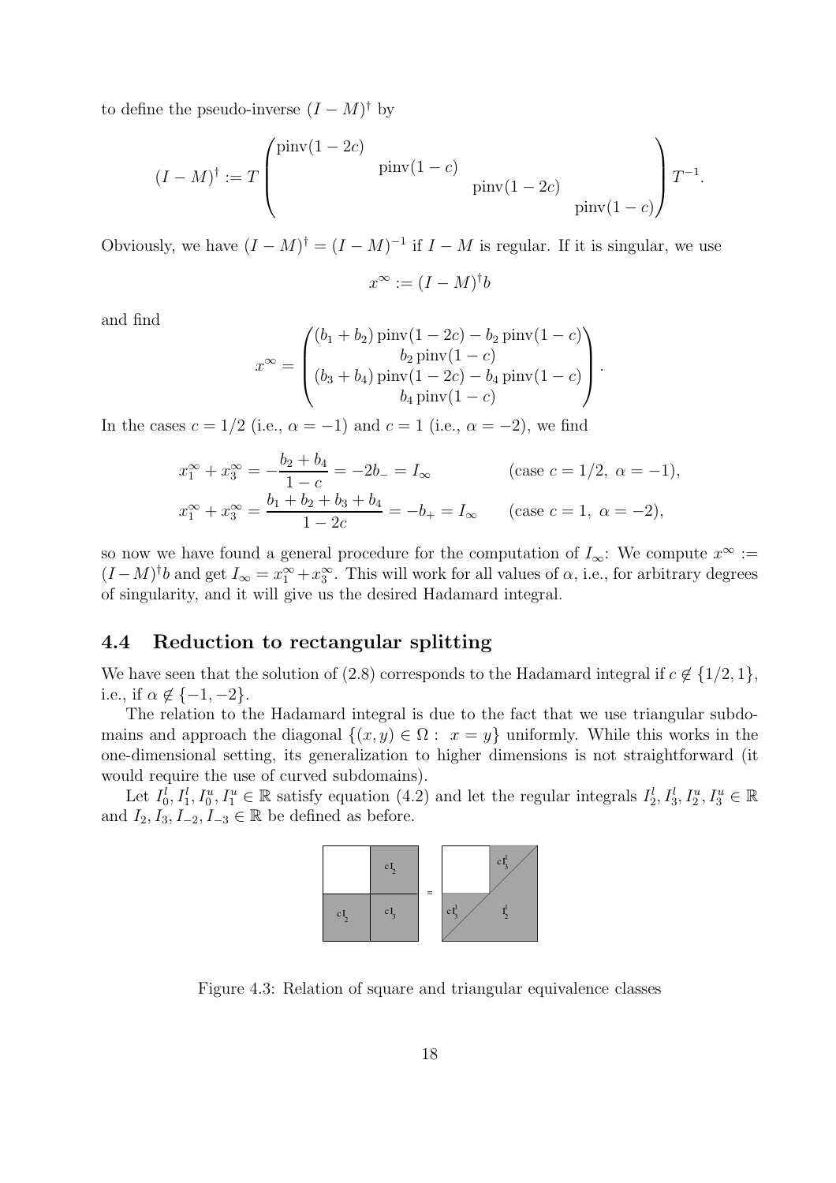to define the pseudo-inverse $(I-M)^\dagger$ by

$$(I-M)^\dagger := T \begin{pmatrix} \operatorname{pinv}(1-2c) & & & \\ & \operatorname{pinv}(1-c) & & \\ & & \operatorname{pinv}(1-2c) & \\ & & & \operatorname{pinv}(1-c) \end{pmatrix} T^{-1}.$$

Obviously, we have $(I-M)^\dagger = (I-M)^{-1}$ if $I-M$ is regular. If it is singular, we use

$$x^\infty := (I-M)^\dagger b$$

and find

$$x^\infty = \begin{pmatrix} (b_1+b_2)\operatorname{pinv}(1-2c) - b_2 \operatorname{pinv}(1-c) \\ b_2 \operatorname{pinv}(1-c) \\ (b_3+b_4)\operatorname{pinv}(1-2c) - b_4 \operatorname{pinv}(1-c) \\ b_4 \operatorname{pinv}(1-c) \end{pmatrix}.$$

In the cases $c = 1/2$ (i.e., $\alpha = -1$) and $c = 1$ (i.e., $\alpha = -2$), we find

$$x_1^\infty + x_3^\infty = -\frac{b_2+b_4}{1-c} = -2b_- = I_\infty \qquad \text{(case } c = 1/2,\ \alpha = -1\text{)},$$

$$x_1^\infty + x_3^\infty = \frac{b_1+b_2+b_3+b_4}{1-2c} = -b_+ = I_\infty \qquad \text{(case } c = 1,\ \alpha = -2\text{)},$$

so now we have found a general procedure for the computation of $I_\infty$: We compute $x^\infty := (I-M)^\dagger b$ and get $I_\infty = x_1^\infty + x_3^\infty$. This will work for all values of $\alpha$, i.e., for arbitrary degrees of singularity, and it will give us the desired Hadamard integral.

## 4.4 Reduction to rectangular splitting

We have seen that the solution of (2.8) corresponds to the Hadamard integral if $c \notin \{1/2, 1\}$, i.e., if $\alpha \notin \{-1, -2\}$.

The relation to the Hadamard integral is due to the fact that we use triangular subdomains and approach the diagonal $\{(x,y) \in \Omega :\ x = y\}$ uniformly. While this works in the one-dimensional setting, its generalization to higher dimensions is not straightforward (it would require the use of curved subdomains).

Let $I_0^l, I_1^l, I_0^u, I_1^u \in \mathbb{R}$ satisfy equation (4.2) and let the regular integrals $I_2^l, I_3^l, I_2^u, I_3^u \in \mathbb{R}$ and $I_2, I_3, I_{-2}, I_{-3} \in \mathbb{R}$ be defined as before.

Figure 4.3: Relation of square and triangular equivalence classes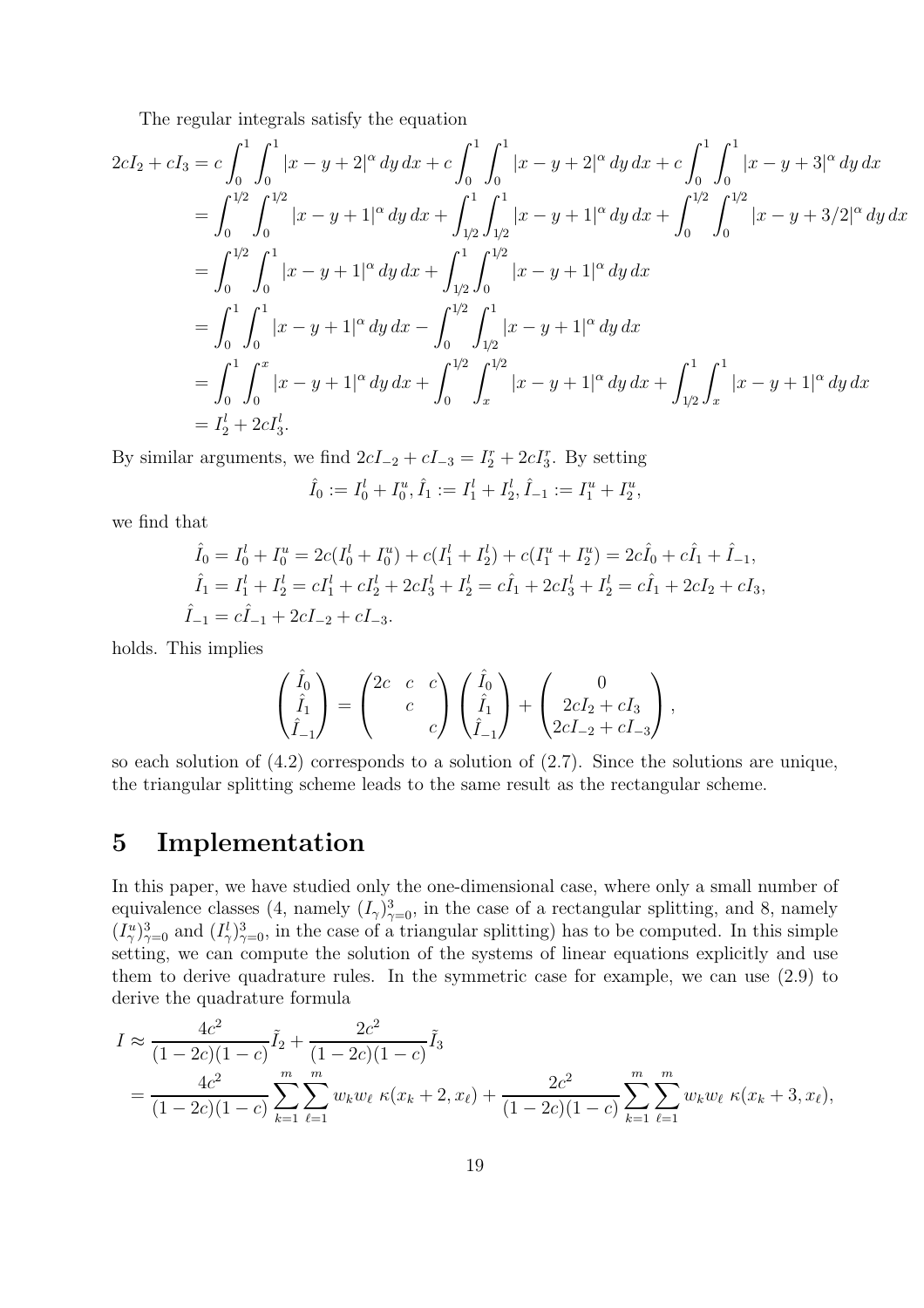The regular integrals satisfy the equation

$$
\begin{aligned}
2cI_2 + cI_3 &= c\int_0^1 \int_0^1 |x-y+2|^\alpha \, dy\, dx + c\int_0^1 \int_0^1 |x-y+2|^\alpha \, dy\, dx + c\int_0^1 \int_0^1 |x-y+3|^\alpha \, dy\, dx \\
&= \int_0^{1/2} \int_0^{1/2} |x-y+1|^\alpha \, dy\, dx + \int_{1/2}^1 \int_{1/2}^1 |x-y+1|^\alpha \, dy\, dx + \int_0^{1/2} \int_0^{1/2} |x-y+3/2|^\alpha \, dy\, dx \\
&= \int_0^{1/2} \int_0^1 |x-y+1|^\alpha \, dy\, dx + \int_{1/2}^1 \int_0^{1/2} |x-y+1|^\alpha \, dy\, dx \\
&= \int_0^1 \int_0^1 |x-y+1|^\alpha \, dy\, dx - \int_0^{1/2} \int_{1/2}^1 |x-y+1|^\alpha \, dy\, dx \\
&= \int_0^1 \int_0^x |x-y+1|^\alpha \, dy\, dx + \int_0^{1/2} \int_x^{1/2} |x-y+1|^\alpha \, dy\, dx + \int_{1/2}^1 \int_x^1 |x-y+1|^\alpha \, dy\, dx \\
&= I_2^l + 2cI_3^l.
\end{aligned}
$$

By similar arguments, we find $2cI_{-2} + cI_{-3} = I_2^r + 2cI_3^r$. By setting

$$
\hat{I}_0 := I_0^l + I_0^u, \hat{I}_1 := I_1^l + I_2^l, \hat{I}_{-1} := I_1^u + I_2^u,
$$

we find that

$$
\begin{aligned}
\hat{I}_0 &= I_0^l + I_0^u = 2c(I_0^l + I_0^u) + c(I_1^l + I_2^l) + c(I_1^u + I_2^u) = 2c\hat{I}_0 + c\hat{I}_1 + \hat{I}_{-1}, \\
\hat{I}_1 &= I_1^l + I_2^l = cI_1^l + cI_2^l + 2cI_3^l + I_2^l = c\hat{I}_1 + 2cI_3^l + I_2^l = c\hat{I}_1 + 2cI_2 + cI_3, \\
\hat{I}_{-1} &= c\hat{I}_{-1} + 2cI_{-2} + cI_{-3}.
\end{aligned}
$$

holds. This implies

$$
\begin{pmatrix} \hat{I}_0 \\ \hat{I}_1 \\ \hat{I}_{-1} \end{pmatrix} = \begin{pmatrix} 2c & c & c \\ & c & \\ & & c \end{pmatrix} \begin{pmatrix} \hat{I}_0 \\ \hat{I}_1 \\ \hat{I}_{-1} \end{pmatrix} + \begin{pmatrix} 0 \\ 2cI_2 + cI_3 \\ 2cI_{-2} + cI_{-3} \end{pmatrix},
$$

so each solution of (4.2) corresponds to a solution of (2.7). Since the solutions are unique, the triangular splitting scheme leads to the same result as the rectangular scheme.

# 5 Implementation

In this paper, we have studied only the one-dimensional case, where only a small number of equivalence classes (4, namely $(I_\gamma)_{\gamma=0}^3$, in the case of a rectangular splitting, and 8, namely $(I_\gamma^u)_{\gamma=0}^3$ and $(I_\gamma^l)_{\gamma=0}^3$, in the case of a triangular splitting) has to be computed. In this simple setting, we can compute the solution of the systems of linear equations explicitly and use them to derive quadrature rules. In the symmetric case for example, we can use (2.9) to derive the quadrature formula

$$
\begin{aligned}
I &\approx \frac{4c^2}{(1-2c)(1-c)}\tilde{I}_2 + \frac{2c^2}{(1-2c)(1-c)}\tilde{I}_3 \\
&= \frac{4c^2}{(1-2c)(1-c)} \sum_{k=1}^m \sum_{\ell=1}^m w_k w_\ell \; \kappa(x_k + 2, x_\ell) + \frac{2c^2}{(1-2c)(1-c)} \sum_{k=1}^m \sum_{\ell=1}^m w_k w_\ell \; \kappa(x_k + 3, x_\ell),
\end{aligned}
$$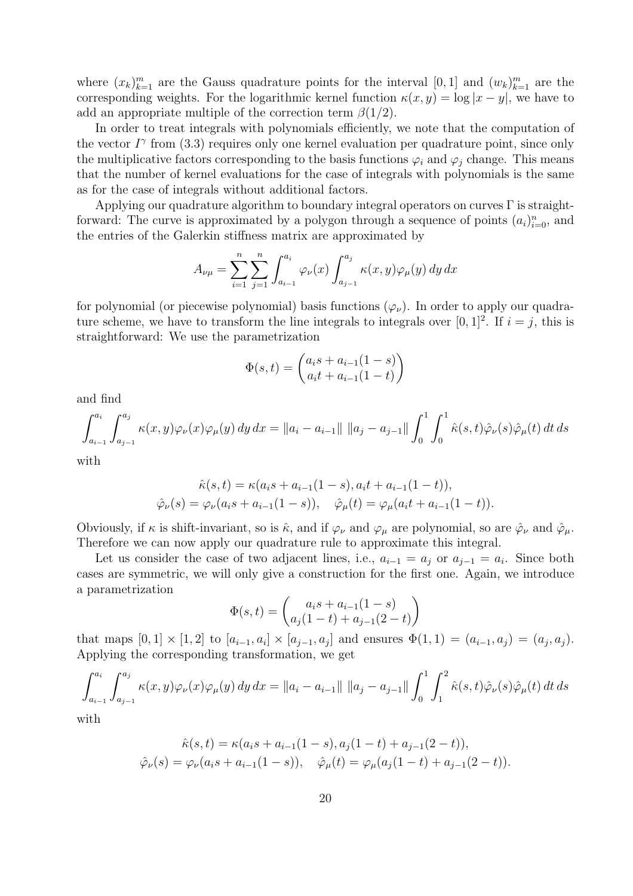where $(x_k)_{k=1}^m$ are the Gauss quadrature points for the interval $[0,1]$ and $(w_k)_{k=1}^m$ are the corresponding weights. For the logarithmic kernel function $\kappa(x,y) = \log|x-y|$, we have to add an appropriate multiple of the correction term $\beta(1/2)$.

In order to treat integrals with polynomials efficiently, we note that the computation of the vector $I^\gamma$ from (3.3) requires only one kernel evaluation per quadrature point, since only the multiplicative factors corresponding to the basis functions $\varphi_i$ and $\varphi_j$ change. This means that the number of kernel evaluations for the case of integrals with polynomials is the same as for the case of integrals without additional factors.

Applying our quadrature algorithm to boundary integral operators on curves $\Gamma$ is straightforward: The curve is approximated by a polygon through a sequence of points $(a_i)_{i=0}^n$, and the entries of the Galerkin stiffness matrix are approximated by

$$A_{\nu\mu} = \sum_{i=1}^n \sum_{j=1}^n \int_{a_{i-1}}^{a_i} \varphi_\nu(x) \int_{a_{j-1}}^{a_j} \kappa(x,y)\varphi_\mu(y)\,dy\,dx$$

for polynomial (or piecewise polynomial) basis functions $(\varphi_\nu)$. In order to apply our quadrature scheme, we have to transform the line integrals to integrals over $[0,1]^2$. If $i = j$, this is straightforward: We use the parametrization

$$\Phi(s,t) = \begin{pmatrix} a_i s + a_{i-1}(1-s) \\ a_i t + a_{i-1}(1-t) \end{pmatrix}$$

and find

$$\int_{a_{i-1}}^{a_i} \int_{a_{j-1}}^{a_j} \kappa(x,y)\varphi_\nu(x)\varphi_\mu(y)\,dy\,dx = \|a_i - a_{i-1}\|\;\|a_j - a_{j-1}\| \int_0^1 \int_0^1 \hat{\kappa}(s,t)\hat{\varphi}_\nu(s)\hat{\varphi}_\mu(t)\,dt\,ds$$

with

$$\hat{\kappa}(s,t) = \kappa(a_i s + a_{i-1}(1-s), a_i t + a_{i-1}(1-t)),$$
$$\hat{\varphi}_\nu(s) = \varphi_\nu(a_i s + a_{i-1}(1-s)), \quad \hat{\varphi}_\mu(t) = \varphi_\mu(a_i t + a_{i-1}(1-t)).$$

Obviously, if $\kappa$ is shift-invariant, so is $\hat{\kappa}$, and if $\varphi_\nu$ and $\varphi_\mu$ are polynomial, so are $\hat{\varphi}_\nu$ and $\hat{\varphi}_\mu$. Therefore we can now apply our quadrature rule to approximate this integral.

Let us consider the case of two adjacent lines, i.e., $a_{i-1} = a_j$ or $a_{j-1} = a_i$. Since both cases are symmetric, we will only give a construction for the first one. Again, we introduce a parametrization

$$\Phi(s,t) = \begin{pmatrix} a_i s + a_{i-1}(1-s) \\ a_j(1-t) + a_{j-1}(2-t) \end{pmatrix}$$

that maps $[0,1] \times [1,2]$ to $[a_{i-1}, a_i] \times [a_{j-1}, a_j]$ and ensures $\Phi(1,1) = (a_{i-1}, a_j) = (a_j, a_j)$. Applying the corresponding transformation, we get

$$\int_{a_{i-1}}^{a_i} \int_{a_{j-1}}^{a_j} \kappa(x,y)\varphi_\nu(x)\varphi_\mu(y)\,dy\,dx = \|a_i - a_{i-1}\|\;\|a_j - a_{j-1}\| \int_0^1 \int_1^2 \hat{\kappa}(s,t)\hat{\varphi}_\nu(s)\hat{\varphi}_\mu(t)\,dt\,ds$$

with

$$\hat{\kappa}(s,t) = \kappa(a_i s + a_{i-1}(1-s), a_j(1-t) + a_{j-1}(2-t)),$$
$$\hat{\varphi}_\nu(s) = \varphi_\nu(a_i s + a_{i-1}(1-s)), \quad \hat{\varphi}_\mu(t) = \varphi_\mu(a_j(1-t) + a_{j-1}(2-t)).$$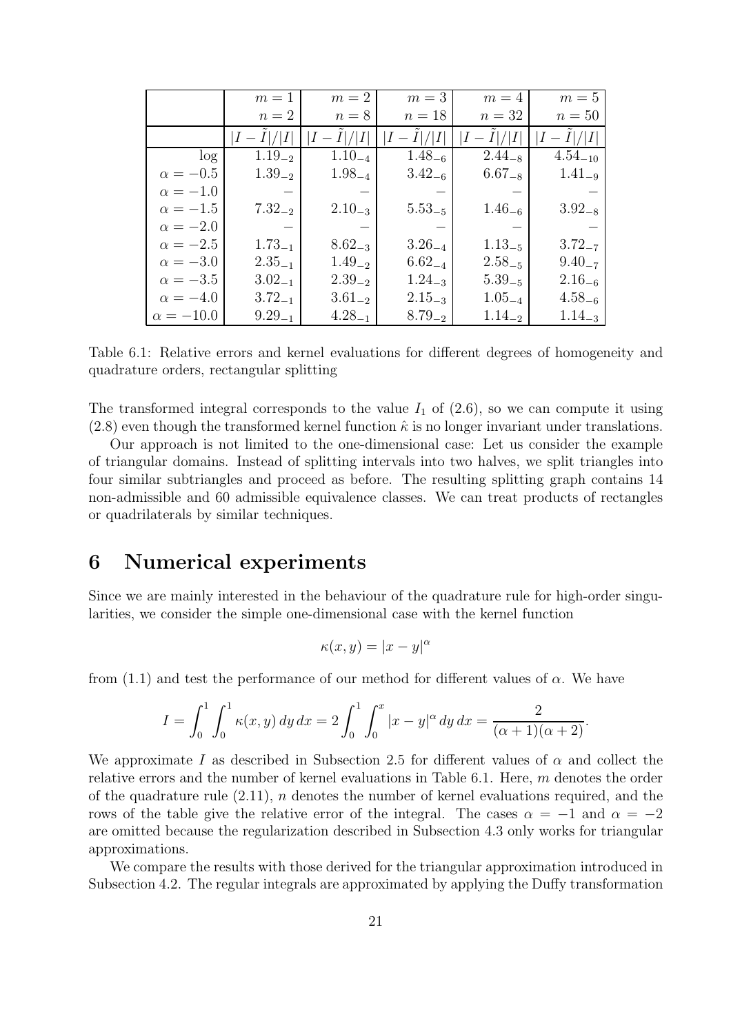|  | $m=1$ | $m=2$ | $m=3$ | $m=4$ | $m=5$ |
|---|---|---|---|---|---|
|  | $n=2$ | $n=8$ | $n=18$ | $n=32$ | $n=50$ |
|  | $\lvert I-\tilde{I}\rvert/\lvert I\rvert$ | $\lvert I-\tilde{I}\rvert/\lvert I\rvert$ | $\lvert I-\tilde{I}\rvert/\lvert I\rvert$ | $\lvert I-\tilde{I}\rvert/\lvert I\rvert$ | $\lvert I-\tilde{I}\rvert/\lvert I\rvert$ |
| log | $1.19_{-2}$ | $1.10_{-4}$ | $1.48_{-6}$ | $2.44_{-8}$ | $4.54_{-10}$ |
| $\alpha=-0.5$ | $1.39_{-2}$ | $1.98_{-4}$ | $3.42_{-6}$ | $6.67_{-8}$ | $1.41_{-9}$ |
| $\alpha=-1.0$ | – | – | – | – | – |
| $\alpha=-1.5$ | $7.32_{-2}$ | $2.10_{-3}$ | $5.53_{-5}$ | $1.46_{-6}$ | $3.92_{-8}$ |
| $\alpha=-2.0$ | – | – | – | – | – |
| $\alpha=-2.5$ | $1.73_{-1}$ | $8.62_{-3}$ | $3.26_{-4}$ | $1.13_{-5}$ | $3.72_{-7}$ |
| $\alpha=-3.0$ | $2.35_{-1}$ | $1.49_{-2}$ | $6.62_{-4}$ | $2.58_{-5}$ | $9.40_{-7}$ |
| $\alpha=-3.5$ | $3.02_{-1}$ | $2.39_{-2}$ | $1.24_{-3}$ | $5.39_{-5}$ | $2.16_{-6}$ |
| $\alpha=-4.0$ | $3.72_{-1}$ | $3.61_{-2}$ | $2.15_{-3}$ | $1.05_{-4}$ | $4.58_{-6}$ |
| $\alpha=-10.0$ | $9.29_{-1}$ | $4.28_{-1}$ | $8.79_{-2}$ | $1.14_{-2}$ | $1.14_{-3}$ |

Table 6.1: Relative errors and kernel evaluations for different degrees of homogeneity and quadrature orders, rectangular splitting

The transformed integral corresponds to the value $I_1$ of (2.6), so we can compute it using (2.8) even though the transformed kernel function $\hat{\kappa}$ is no longer invariant under translations.

Our approach is not limited to the one-dimensional case: Let us consider the example of triangular domains. Instead of splitting intervals into two halves, we split triangles into four similar subtriangles and proceed as before. The resulting splitting graph contains 14 non-admissible and 60 admissible equivalence classes. We can treat products of rectangles or quadrilaterals by similar techniques.

# 6 Numerical experiments

Since we are mainly interested in the behaviour of the quadrature rule for high-order singularities, we consider the simple one-dimensional case with the kernel function

$$\kappa(x,y) = |x-y|^{\alpha}$$

from (1.1) and test the performance of our method for different values of $\alpha$. We have

$$I = \int_0^1 \int_0^1 \kappa(x,y)\,dy\,dx = 2\int_0^1 \int_0^x |x-y|^{\alpha}\,dy\,dx = \frac{2}{(\alpha+1)(\alpha+2)}.$$

We approximate $I$ as described in Subsection 2.5 for different values of $\alpha$ and collect the relative errors and the number of kernel evaluations in Table 6.1. Here, $m$ denotes the order of the quadrature rule (2.11), $n$ denotes the number of kernel evaluations required, and the rows of the table give the relative error of the integral. The cases $\alpha = -1$ and $\alpha = -2$ are omitted because the regularization described in Subsection 4.3 only works for triangular approximations.

We compare the results with those derived for the triangular approximation introduced in Subsection 4.2. The regular integrals are approximated by applying the Duffy transformation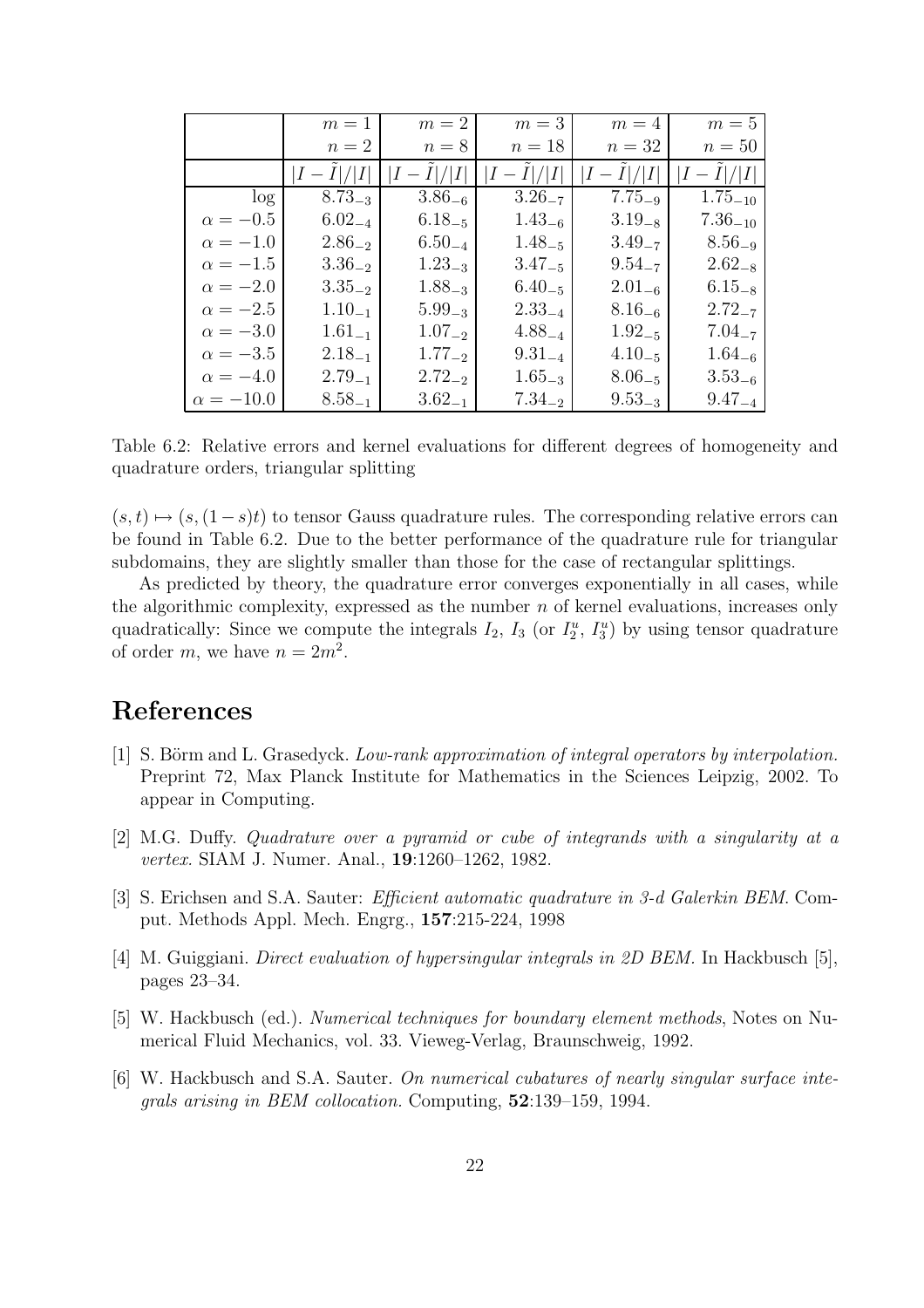|  | $m = 1$ | $m = 2$ | $m = 3$ | $m = 4$ | $m = 5$ |
|---|---|---|---|---|---|
|  | $n = 2$ | $n = 8$ | $n = 18$ | $n = 32$ | $n = 50$ |
|  | $\lvert I - \tilde{I}\rvert / \lvert I\rvert$ | $\lvert I - \tilde{I}\rvert / \lvert I\rvert$ | $\lvert I - \tilde{I}\rvert / \lvert I\rvert$ | $\lvert I - \tilde{I}\rvert / \lvert I\rvert$ | $\lvert I - \tilde{I}\rvert / \lvert I\rvert$ |
| log | $8.73_{-3}$ | $3.86_{-6}$ | $3.26_{-7}$ | $7.75_{-9}$ | $1.75_{-10}$ |
| $\alpha = -0.5$ | $6.02_{-4}$ | $6.18_{-5}$ | $1.43_{-6}$ | $3.19_{-8}$ | $7.36_{-10}$ |
| $\alpha = -1.0$ | $2.86_{-2}$ | $6.50_{-4}$ | $1.48_{-5}$ | $3.49_{-7}$ | $8.56_{-9}$ |
| $\alpha = -1.5$ | $3.36_{-2}$ | $1.23_{-3}$ | $3.47_{-5}$ | $9.54_{-7}$ | $2.62_{-8}$ |
| $\alpha = -2.0$ | $3.35_{-2}$ | $1.88_{-3}$ | $6.40_{-5}$ | $2.01_{-6}$ | $6.15_{-8}$ |
| $\alpha = -2.5$ | $1.10_{-1}$ | $5.99_{-3}$ | $2.33_{-4}$ | $8.16_{-6}$ | $2.72_{-7}$ |
| $\alpha = -3.0$ | $1.61_{-1}$ | $1.07_{-2}$ | $4.88_{-4}$ | $1.92_{-5}$ | $7.04_{-7}$ |
| $\alpha = -3.5$ | $2.18_{-1}$ | $1.77_{-2}$ | $9.31_{-4}$ | $4.10_{-5}$ | $1.64_{-6}$ |
| $\alpha = -4.0$ | $2.79_{-1}$ | $2.72_{-2}$ | $1.65_{-3}$ | $8.06_{-5}$ | $3.53_{-6}$ |
| $\alpha = -10.0$ | $8.58_{-1}$ | $3.62_{-1}$ | $7.34_{-2}$ | $9.53_{-3}$ | $9.47_{-4}$ |

Table 6.2: Relative errors and kernel evaluations for different degrees of homogeneity and quadrature orders, triangular splitting

$(s,t) \mapsto (s,(1-s)t)$ to tensor Gauss quadrature rules. The corresponding relative errors can be found in Table 6.2. Due to the better performance of the quadrature rule for triangular subdomains, they are slightly smaller than those for the case of rectangular splittings.

As predicted by theory, the quadrature error converges exponentially in all cases, while the algorithmic complexity, expressed as the number $n$ of kernel evaluations, increases only quadratically: Since we compute the integrals $I_2$, $I_3$ (or $I_2^u$, $I_3^u$) by using tensor quadrature of order $m$, we have $n = 2m^2$.

# References

[1] S. Börm and L. Grasedyck. *Low-rank approximation of integral operators by interpolation.* Preprint 72, Max Planck Institute for Mathematics in the Sciences Leipzig, 2002. To appear in Computing.

[2] M.G. Duffy. *Quadrature over a pyramid or cube of integrands with a singularity at a vertex.* SIAM J. Numer. Anal., **19**:1260–1262, 1982.

[3] S. Erichsen and S.A. Sauter: *Efficient automatic quadrature in 3-d Galerkin BEM.* Comput. Methods Appl. Mech. Engrg., **157**:215-224, 1998

[4] M. Guiggiani. *Direct evaluation of hypersingular integrals in 2D BEM.* In Hackbusch [5], pages 23–34.

[5] W. Hackbusch (ed.). *Numerical techniques for boundary element methods*, Notes on Numerical Fluid Mechanics, vol. 33. Vieweg-Verlag, Braunschweig, 1992.

[6] W. Hackbusch and S.A. Sauter. *On numerical cubatures of nearly singular surface integrals arising in BEM collocation.* Computing, **52**:139–159, 1994.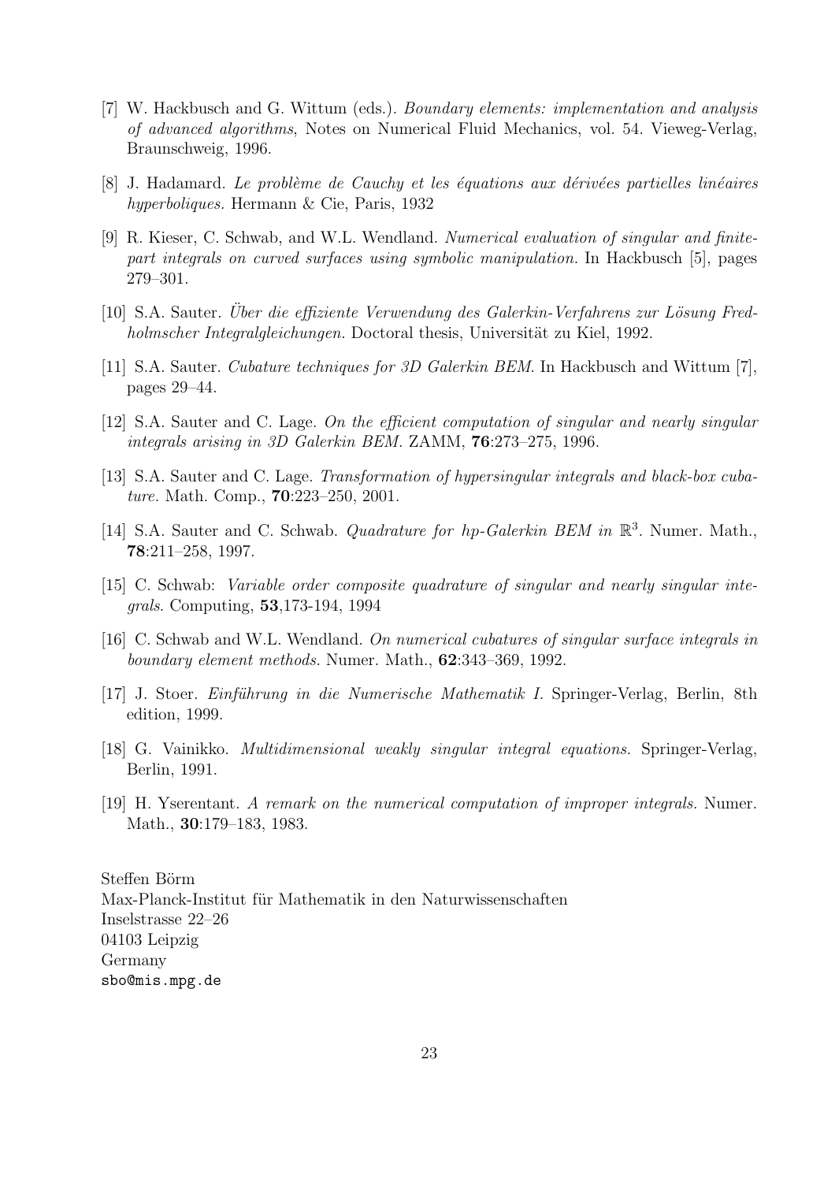[7] W. Hackbusch and G. Wittum (eds.). *Boundary elements: implementation and analysis of advanced algorithms*, Notes on Numerical Fluid Mechanics, vol. 54. Vieweg-Verlag, Braunschweig, 1996.

[8] J. Hadamard. *Le problème de Cauchy et les équations aux dérivées partielles linéaires hyperboliques.* Hermann & Cie, Paris, 1932

[9] R. Kieser, C. Schwab, and W.L. Wendland. *Numerical evaluation of singular and finite-part integrals on curved surfaces using symbolic manipulation.* In Hackbusch [5], pages 279–301.

[10] S.A. Sauter. *Über die effiziente Verwendung des Galerkin-Verfahrens zur Lösung Fredholmscher Integralgleichungen.* Doctoral thesis, Universität zu Kiel, 1992.

[11] S.A. Sauter. *Cubature techniques for 3D Galerkin BEM.* In Hackbusch and Wittum [7], pages 29–44.

[12] S.A. Sauter and C. Lage. *On the efficient computation of singular and nearly singular integrals arising in 3D Galerkin BEM.* ZAMM, **76**:273–275, 1996.

[13] S.A. Sauter and C. Lage. *Transformation of hypersingular integrals and black-box cubature.* Math. Comp., **70**:223–250, 2001.

[14] S.A. Sauter and C. Schwab. *Quadrature for hp-Galerkin BEM in $\mathbb{R}^3$.* Numer. Math., **78**:211–258, 1997.

[15] C. Schwab: *Variable order composite quadrature of singular and nearly singular integrals.* Computing, **53**,173-194, 1994

[16] C. Schwab and W.L. Wendland. *On numerical cubatures of singular surface integrals in boundary element methods.* Numer. Math., **62**:343–369, 1992.

[17] J. Stoer. *Einführung in die Numerische Mathematik I.* Springer-Verlag, Berlin, 8th edition, 1999.

[18] G. Vainikko. *Multidimensional weakly singular integral equations.* Springer-Verlag, Berlin, 1991.

[19] H. Yserentant. *A remark on the numerical computation of improper integrals.* Numer. Math., **30**:179–183, 1983.

Steffen Börm
Max-Planck-Institut für Mathematik in den Naturwissenschaften
Inselstrasse 22–26
04103 Leipzig
Germany
sbo@mis.mpg.de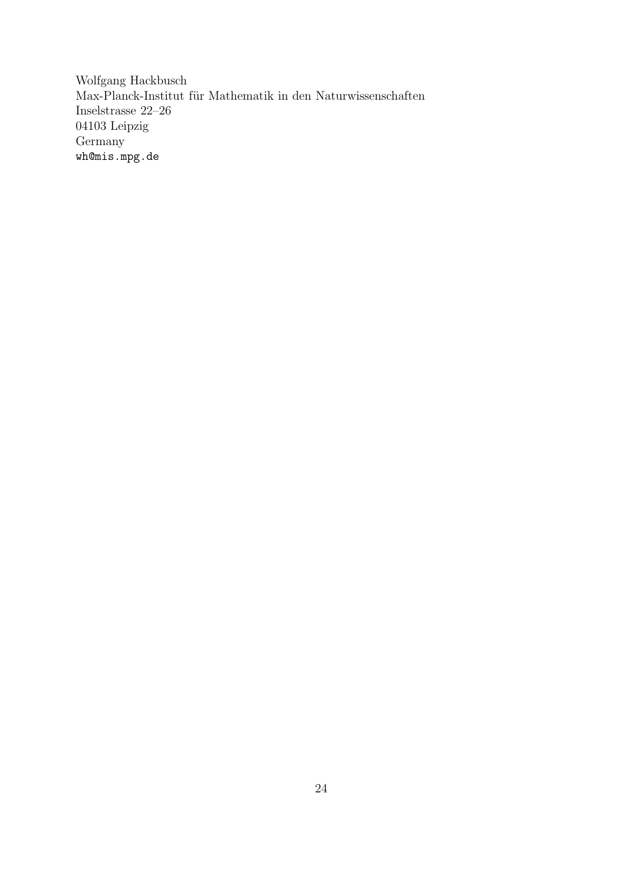Wolfgang Hackbusch
Max-Planck-Institut für Mathematik in den Naturwissenschaften
Inselstrasse 22–26
04103 Leipzig
Germany
wh@mis.mpg.de